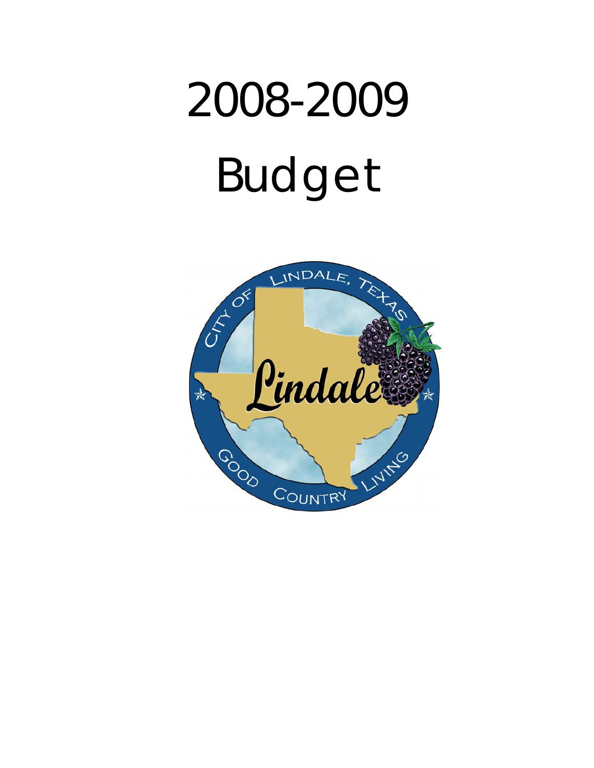# 2008-2009

# Budget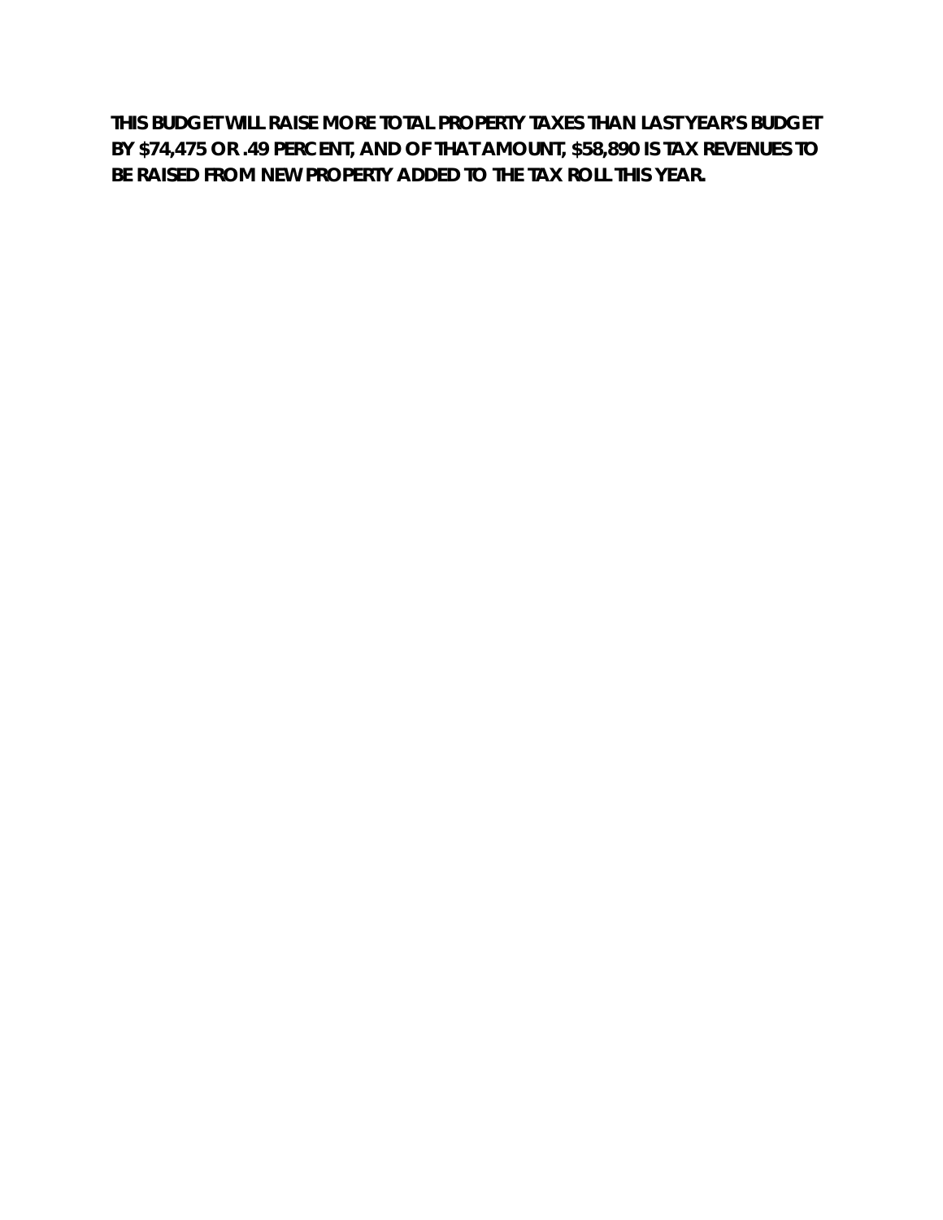**THIS BUDGET WILL RAISE MORE TOTAL PROPERTY TAXES THAN LAST YEAR'S BUDGET BY $74,475 OR .49 PERCENT, AND OF THAT AMOUNT, $58,890 IS TAX REVENUES TO BE RAISED FROM NEW PROPERTY ADDED TO THE TAX ROLL THIS YEAR.**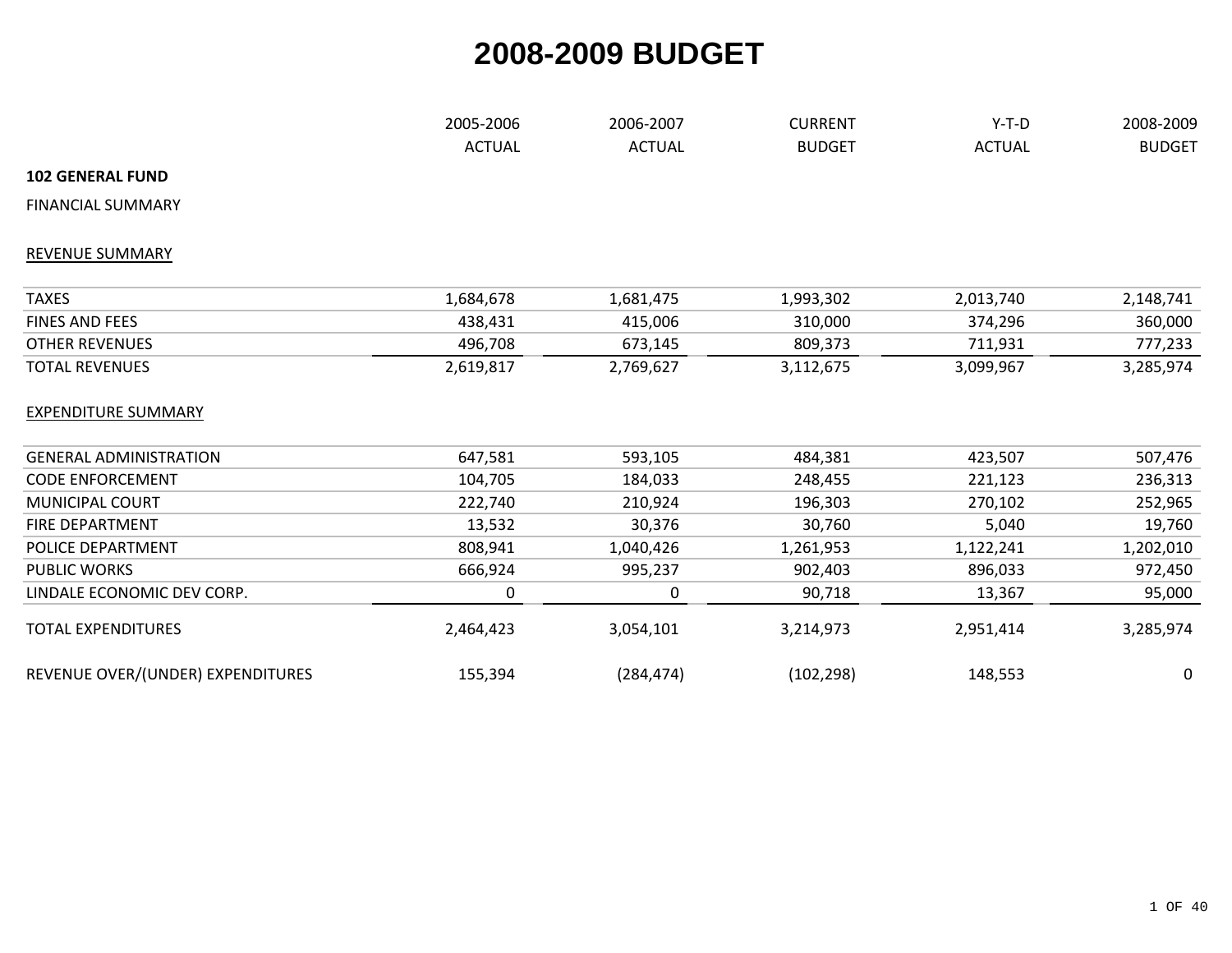# 2008-2009 BUDGET

| | 2005-2006 ACTUAL | 2006-2007 ACTUAL | CURRENT BUDGET | Y-T-D ACTUAL | 2008-2009 BUDGET |
|---|---|---|---|---|---|
| **102 GENERAL FUND** | | | | | |
| FINANCIAL SUMMARY | | | | | |
| REVENUE SUMMARY | | | | | |
| TAXES | 1,684,678 | 1,681,475 | 1,993,302 | 2,013,740 | 2,148,741 |
| FINES AND FEES | 438,431 | 415,006 | 310,000 | 374,296 | 360,000 |
| OTHER REVENUES | 496,708 | 673,145 | 809,373 | 711,931 | 777,233 |
| TOTAL REVENUES | 2,619,817 | 2,769,627 | 3,112,675 | 3,099,967 | 3,285,974 |
| EXPENDITURE SUMMARY | | | | | |
| GENERAL ADMINISTRATION | 647,581 | 593,105 | 484,381 | 423,507 | 507,476 |
| CODE ENFORCEMENT | 104,705 | 184,033 | 248,455 | 221,123 | 236,313 |
| MUNICIPAL COURT | 222,740 | 210,924 | 196,303 | 270,102 | 252,965 |
| FIRE DEPARTMENT | 13,532 | 30,376 | 30,760 | 5,040 | 19,760 |
| POLICE DEPARTMENT | 808,941 | 1,040,426 | 1,261,953 | 1,122,241 | 1,202,010 |
| PUBLIC WORKS | 666,924 | 995,237 | 902,403 | 896,033 | 972,450 |
| LINDALE ECONOMIC DEV CORP. | 0 | 0 | 90,718 | 13,367 | 95,000 |
| TOTAL EXPENDITURES | 2,464,423 | 3,054,101 | 3,214,973 | 2,951,414 | 3,285,974 |
| REVENUE OVER/(UNDER) EXPENDITURES | 155,394 | (284,474) | (102,298) | 148,553 | 0 |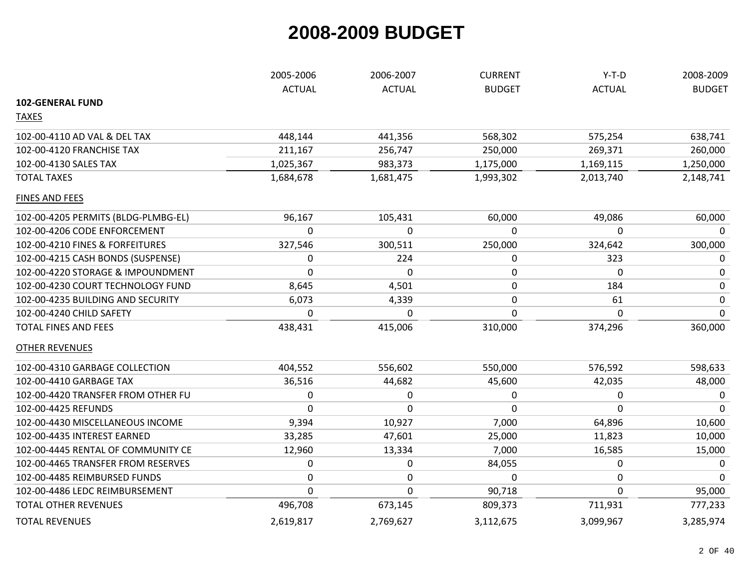# 2008-2009 BUDGET

| | 2005-2006 ACTUAL | 2006-2007 ACTUAL | CURRENT BUDGET | Y-T-D ACTUAL | 2008-2009 BUDGET |
|---|---|---|---|---|---|
| **102-GENERAL FUND** | | | | | |
| TAXES | | | | | |
| 102-00-4110 AD VAL & DEL TAX | 448,144 | 441,356 | 568,302 | 575,254 | 638,741 |
| 102-00-4120 FRANCHISE TAX | 211,167 | 256,747 | 250,000 | 269,371 | 260,000 |
| 102-00-4130 SALES TAX | 1,025,367 | 983,373 | 1,175,000 | 1,169,115 | 1,250,000 |
| TOTAL TAXES | 1,684,678 | 1,681,475 | 1,993,302 | 2,013,740 | 2,148,741 |
| FINES AND FEES | | | | | |
| 102-00-4205 PERMITS (BLDG-PLMBG-EL) | 96,167 | 105,431 | 60,000 | 49,086 | 60,000 |
| 102-00-4206 CODE ENFORCEMENT | 0 | 0 | 0 | 0 | 0 |
| 102-00-4210 FINES & FORFEITURES | 327,546 | 300,511 | 250,000 | 324,642 | 300,000 |
| 102-00-4215 CASH BONDS (SUSPENSE) | 0 | 224 | 0 | 323 | 0 |
| 102-00-4220 STORAGE & IMPOUNDMENT | 0 | 0 | 0 | 0 | 0 |
| 102-00-4230 COURT TECHNOLOGY FUND | 8,645 | 4,501 | 0 | 184 | 0 |
| 102-00-4235 BUILDING AND SECURITY | 6,073 | 4,339 | 0 | 61 | 0 |
| 102-00-4240 CHILD SAFETY | 0 | 0 | 0 | 0 | 0 |
| TOTAL FINES AND FEES | 438,431 | 415,006 | 310,000 | 374,296 | 360,000 |
| OTHER REVENUES | | | | | |
| 102-00-4310 GARBAGE COLLECTION | 404,552 | 556,602 | 550,000 | 576,592 | 598,633 |
| 102-00-4410 GARBAGE TAX | 36,516 | 44,682 | 45,600 | 42,035 | 48,000 |
| 102-00-4420 TRANSFER FROM OTHER FU | 0 | 0 | 0 | 0 | 0 |
| 102-00-4425 REFUNDS | 0 | 0 | 0 | 0 | 0 |
| 102-00-4430 MISCELLANEOUS INCOME | 9,394 | 10,927 | 7,000 | 64,896 | 10,600 |
| 102-00-4435 INTEREST EARNED | 33,285 | 47,601 | 25,000 | 11,823 | 10,000 |
| 102-00-4445 RENTAL OF COMMUNITY CE | 12,960 | 13,334 | 7,000 | 16,585 | 15,000 |
| 102-00-4465 TRANSFER FROM RESERVES | 0 | 0 | 84,055 | 0 | 0 |
| 102-00-4485 REIMBURSED FUNDS | 0 | 0 | 0 | 0 | 0 |
| 102-00-4486 LEDC REIMBURSEMENT | 0 | 0 | 90,718 | 0 | 95,000 |
| TOTAL OTHER REVENUES | 496,708 | 673,145 | 809,373 | 711,931 | 777,233 |
| TOTAL REVENUES | 2,619,817 | 2,769,627 | 3,112,675 | 3,099,967 | 3,285,974 |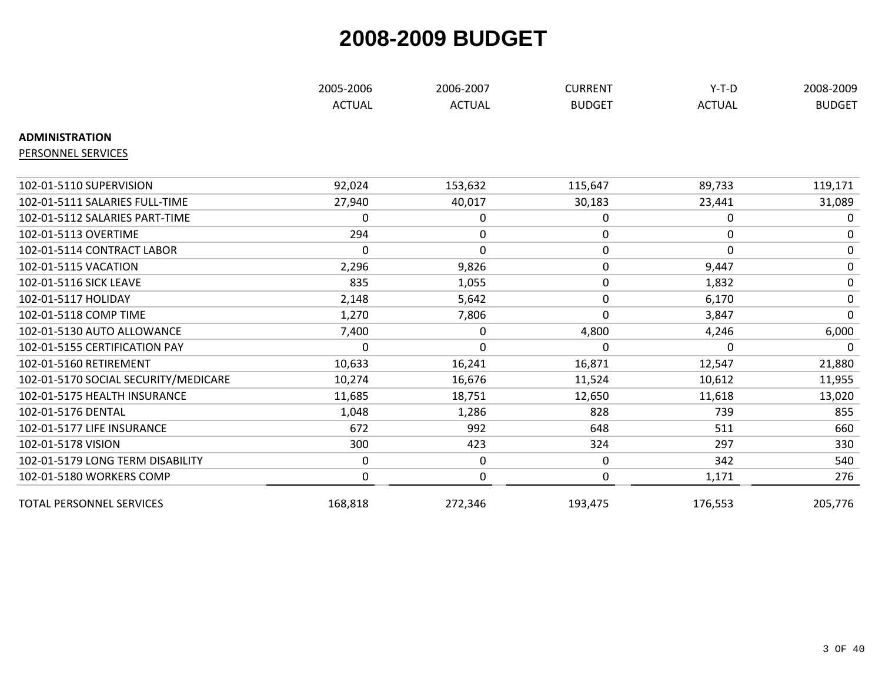# 2008-2009 BUDGET

| | 2005-2006 ACTUAL | 2006-2007 ACTUAL | CURRENT BUDGET | Y-T-D ACTUAL | 2008-2009 BUDGET |
|---|---|---|---|---|---|
| **ADMINISTRATION** | | | | | |
| PERSONNEL SERVICES | | | | | |
| 102-01-5110 SUPERVISION | 92,024 | 153,632 | 115,647 | 89,733 | 119,171 |
| 102-01-5111 SALARIES FULL-TIME | 27,940 | 40,017 | 30,183 | 23,441 | 31,089 |
| 102-01-5112 SALARIES PART-TIME | 0 | 0 | 0 | 0 | 0 |
| 102-01-5113 OVERTIME | 294 | 0 | 0 | 0 | 0 |
| 102-01-5114 CONTRACT LABOR | 0 | 0 | 0 | 0 | 0 |
| 102-01-5115 VACATION | 2,296 | 9,826 | 0 | 9,447 | 0 |
| 102-01-5116 SICK LEAVE | 835 | 1,055 | 0 | 1,832 | 0 |
| 102-01-5117 HOLIDAY | 2,148 | 5,642 | 0 | 6,170 | 0 |
| 102-01-5118 COMP TIME | 1,270 | 7,806 | 0 | 3,847 | 0 |
| 102-01-5130 AUTO ALLOWANCE | 7,400 | 0 | 4,800 | 4,246 | 6,000 |
| 102-01-5155 CERTIFICATION PAY | 0 | 0 | 0 | 0 | 0 |
| 102-01-5160 RETIREMENT | 10,633 | 16,241 | 16,871 | 12,547 | 21,880 |
| 102-01-5170 SOCIAL SECURITY/MEDICARE | 10,274 | 16,676 | 11,524 | 10,612 | 11,955 |
| 102-01-5175 HEALTH INSURANCE | 11,685 | 18,751 | 12,650 | 11,618 | 13,020 |
| 102-01-5176 DENTAL | 1,048 | 1,286 | 828 | 739 | 855 |
| 102-01-5177 LIFE INSURANCE | 672 | 992 | 648 | 511 | 660 |
| 102-01-5178 VISION | 300 | 423 | 324 | 297 | 330 |
| 102-01-5179 LONG TERM DISABILITY | 0 | 0 | 0 | 342 | 540 |
| 102-01-5180 WORKERS COMP | 0 | 0 | 0 | 1,171 | 276 |
| TOTAL PERSONNEL SERVICES | 168,818 | 272,346 | 193,475 | 176,553 | 205,776 |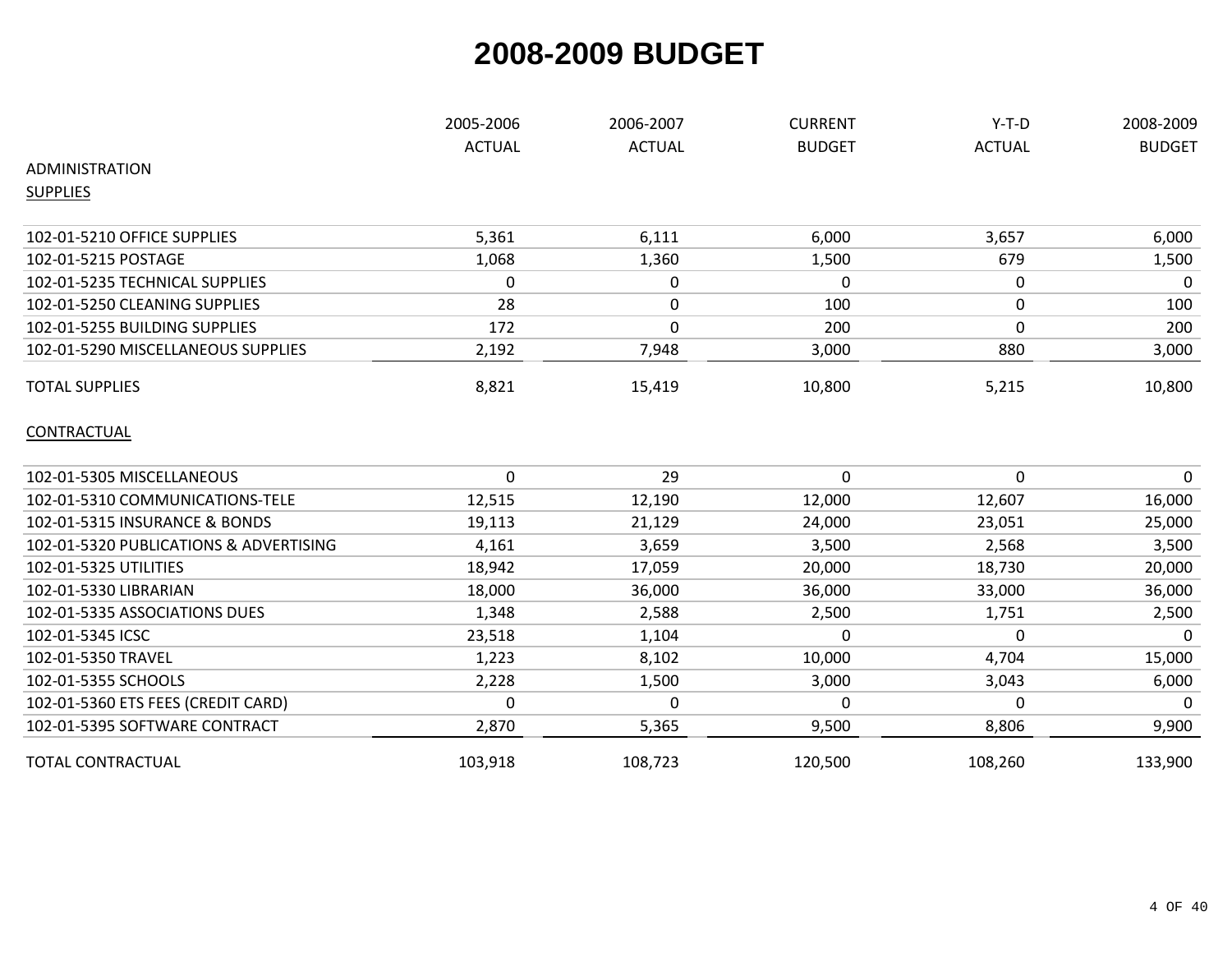# 2008-2009 BUDGET

| | 2005-2006 ACTUAL | 2006-2007 ACTUAL | CURRENT BUDGET | Y-T-D ACTUAL | 2008-2009 BUDGET |
|---|---|---|---|---|---|
| ADMINISTRATION | | | | | |
| SUPPLIES | | | | | |
| 102-01-5210 OFFICE SUPPLIES | 5,361 | 6,111 | 6,000 | 3,657 | 6,000 |
| 102-01-5215 POSTAGE | 1,068 | 1,360 | 1,500 | 679 | 1,500 |
| 102-01-5235 TECHNICAL SUPPLIES | 0 | 0 | 0 | 0 | 0 |
| 102-01-5250 CLEANING SUPPLIES | 28 | 0 | 100 | 0 | 100 |
| 102-01-5255 BUILDING SUPPLIES | 172 | 0 | 200 | 0 | 200 |
| 102-01-5290 MISCELLANEOUS SUPPLIES | 2,192 | 7,948 | 3,000 | 880 | 3,000 |
| TOTAL SUPPLIES | 8,821 | 15,419 | 10,800 | 5,215 | 10,800 |
| CONTRACTUAL | | | | | |
| 102-01-5305 MISCELLANEOUS | 0 | 29 | 0 | 0 | 0 |
| 102-01-5310 COMMUNICATIONS-TELE | 12,515 | 12,190 | 12,000 | 12,607 | 16,000 |
| 102-01-5315 INSURANCE & BONDS | 19,113 | 21,129 | 24,000 | 23,051 | 25,000 |
| 102-01-5320 PUBLICATIONS & ADVERTISING | 4,161 | 3,659 | 3,500 | 2,568 | 3,500 |
| 102-01-5325 UTILITIES | 18,942 | 17,059 | 20,000 | 18,730 | 20,000 |
| 102-01-5330 LIBRARIAN | 18,000 | 36,000 | 36,000 | 33,000 | 36,000 |
| 102-01-5335 ASSOCIATIONS DUES | 1,348 | 2,588 | 2,500 | 1,751 | 2,500 |
| 102-01-5345 ICSC | 23,518 | 1,104 | 0 | 0 | 0 |
| 102-01-5350 TRAVEL | 1,223 | 8,102 | 10,000 | 4,704 | 15,000 |
| 102-01-5355 SCHOOLS | 2,228 | 1,500 | 3,000 | 3,043 | 6,000 |
| 102-01-5360 ETS FEES (CREDIT CARD) | 0 | 0 | 0 | 0 | 0 |
| 102-01-5395 SOFTWARE CONTRACT | 2,870 | 5,365 | 9,500 | 8,806 | 9,900 |
| TOTAL CONTRACTUAL | 103,918 | 108,723 | 120,500 | 108,260 | 133,900 |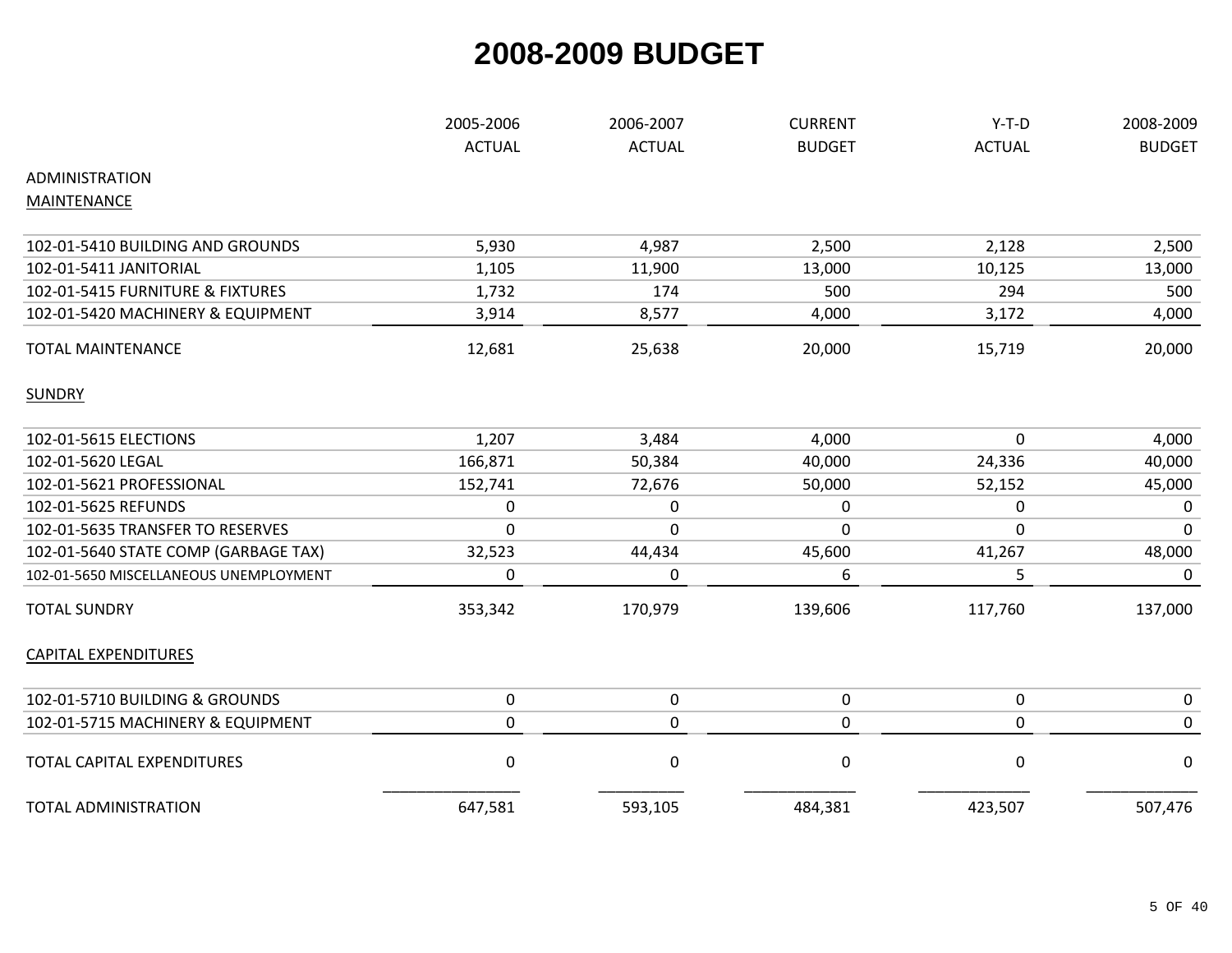# 2008-2009 BUDGET

| | 2005-2006 ACTUAL | 2006-2007 ACTUAL | CURRENT BUDGET | Y-T-D ACTUAL | 2008-2009 BUDGET |
|---|---|---|---|---|---|
| ADMINISTRATION | | | | | |
| MAINTENANCE | | | | | |
| 102-01-5410 BUILDING AND GROUNDS | 5,930 | 4,987 | 2,500 | 2,128 | 2,500 |
| 102-01-5411 JANITORIAL | 1,105 | 11,900 | 13,000 | 10,125 | 13,000 |
| 102-01-5415 FURNITURE & FIXTURES | 1,732 | 174 | 500 | 294 | 500 |
| 102-01-5420 MACHINERY & EQUIPMENT | 3,914 | 8,577 | 4,000 | 3,172 | 4,000 |
| TOTAL MAINTENANCE | 12,681 | 25,638 | 20,000 | 15,719 | 20,000 |
| SUNDRY | | | | | |
| 102-01-5615 ELECTIONS | 1,207 | 3,484 | 4,000 | 0 | 4,000 |
| 102-01-5620 LEGAL | 166,871 | 50,384 | 40,000 | 24,336 | 40,000 |
| 102-01-5621 PROFESSIONAL | 152,741 | 72,676 | 50,000 | 52,152 | 45,000 |
| 102-01-5625 REFUNDS | 0 | 0 | 0 | 0 | 0 |
| 102-01-5635 TRANSFER TO RESERVES | 0 | 0 | 0 | 0 | 0 |
| 102-01-5640 STATE COMP (GARBAGE TAX) | 32,523 | 44,434 | 45,600 | 41,267 | 48,000 |
| 102-01-5650 MISCELLANEOUS UNEMPLOYMENT | 0 | 0 | 6 | 5 | 0 |
| TOTAL SUNDRY | 353,342 | 170,979 | 139,606 | 117,760 | 137,000 |
| CAPITAL EXPENDITURES | | | | | |
| 102-01-5710 BUILDING & GROUNDS | 0 | 0 | 0 | 0 | 0 |
| 102-01-5715 MACHINERY & EQUIPMENT | 0 | 0 | 0 | 0 | 0 |
| TOTAL CAPITAL EXPENDITURES | 0 | 0 | 0 | 0 | 0 |
| TOTAL ADMINISTRATION | 647,581 | 593,105 | 484,381 | 423,507 | 507,476 |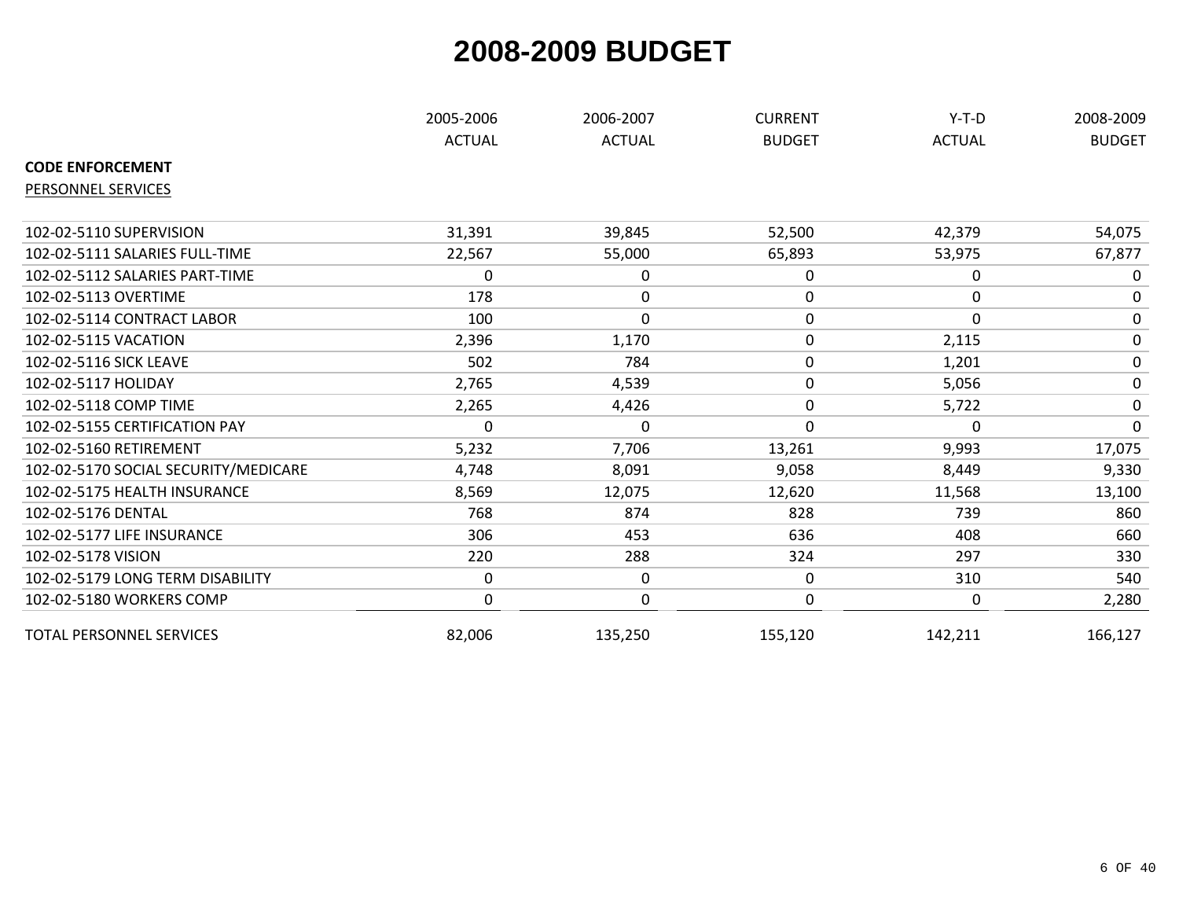# 2008-2009 BUDGET

| | 2005-2006 ACTUAL | 2006-2007 ACTUAL | CURRENT BUDGET | Y-T-D ACTUAL | 2008-2009 BUDGET |
|---|---|---|---|---|---|
| **CODE ENFORCEMENT** | | | | | |
| PERSONNEL SERVICES | | | | | |
| 102-02-5110 SUPERVISION | 31,391 | 39,845 | 52,500 | 42,379 | 54,075 |
| 102-02-5111 SALARIES FULL-TIME | 22,567 | 55,000 | 65,893 | 53,975 | 67,877 |
| 102-02-5112 SALARIES PART-TIME | 0 | 0 | 0 | 0 | 0 |
| 102-02-5113 OVERTIME | 178 | 0 | 0 | 0 | 0 |
| 102-02-5114 CONTRACT LABOR | 100 | 0 | 0 | 0 | 0 |
| 102-02-5115 VACATION | 2,396 | 1,170 | 0 | 2,115 | 0 |
| 102-02-5116 SICK LEAVE | 502 | 784 | 0 | 1,201 | 0 |
| 102-02-5117 HOLIDAY | 2,765 | 4,539 | 0 | 5,056 | 0 |
| 102-02-5118 COMP TIME | 2,265 | 4,426 | 0 | 5,722 | 0 |
| 102-02-5155 CERTIFICATION PAY | 0 | 0 | 0 | 0 | 0 |
| 102-02-5160 RETIREMENT | 5,232 | 7,706 | 13,261 | 9,993 | 17,075 |
| 102-02-5170 SOCIAL SECURITY/MEDICARE | 4,748 | 8,091 | 9,058 | 8,449 | 9,330 |
| 102-02-5175 HEALTH INSURANCE | 8,569 | 12,075 | 12,620 | 11,568 | 13,100 |
| 102-02-5176 DENTAL | 768 | 874 | 828 | 739 | 860 |
| 102-02-5177 LIFE INSURANCE | 306 | 453 | 636 | 408 | 660 |
| 102-02-5178 VISION | 220 | 288 | 324 | 297 | 330 |
| 102-02-5179 LONG TERM DISABILITY | 0 | 0 | 0 | 310 | 540 |
| 102-02-5180 WORKERS COMP | 0 | 0 | 0 | 0 | 2,280 |
| TOTAL PERSONNEL SERVICES | 82,006 | 135,250 | 155,120 | 142,211 | 166,127 |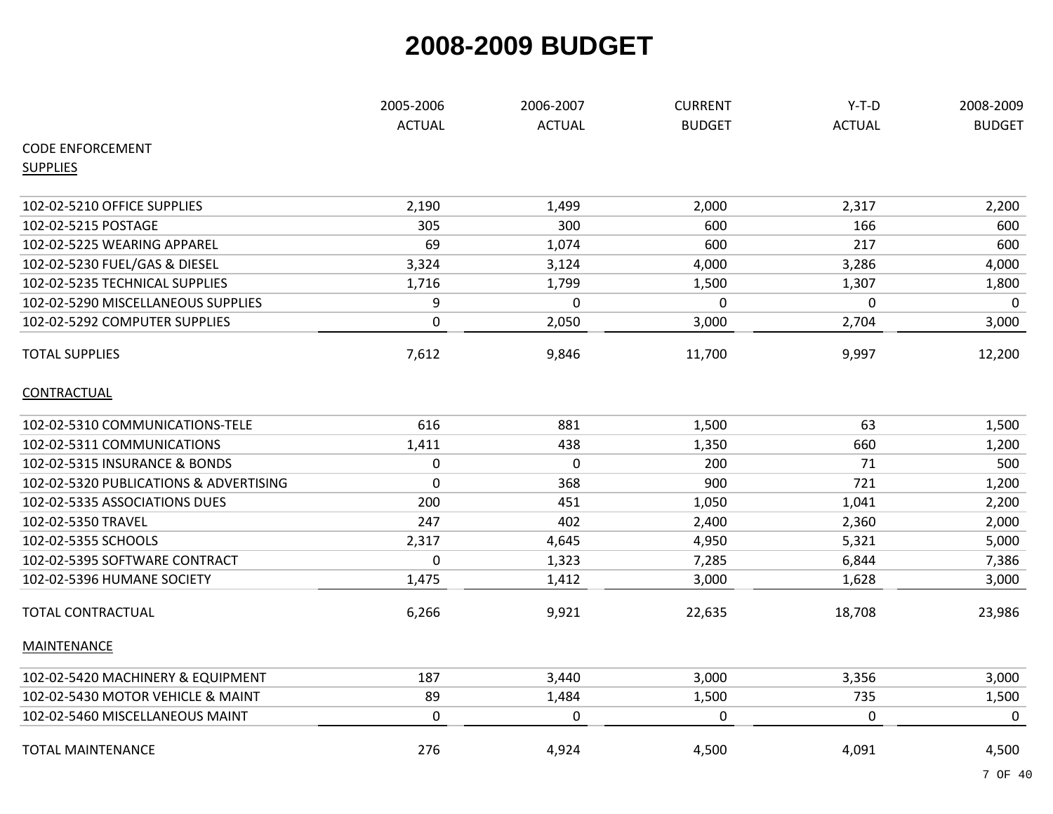# 2008-2009 BUDGET

| | 2005-2006 ACTUAL | 2006-2007 ACTUAL | CURRENT BUDGET | Y-T-D ACTUAL | 2008-2009 BUDGET |
|---|---|---|---|---|---|
| CODE ENFORCEMENT | | | | | |
| SUPPLIES | | | | | |
| 102-02-5210 OFFICE SUPPLIES | 2,190 | 1,499 | 2,000 | 2,317 | 2,200 |
| 102-02-5215 POSTAGE | 305 | 300 | 600 | 166 | 600 |
| 102-02-5225 WEARING APPAREL | 69 | 1,074 | 600 | 217 | 600 |
| 102-02-5230 FUEL/GAS & DIESEL | 3,324 | 3,124 | 4,000 | 3,286 | 4,000 |
| 102-02-5235 TECHNICAL SUPPLIES | 1,716 | 1,799 | 1,500 | 1,307 | 1,800 |
| 102-02-5290 MISCELLANEOUS SUPPLIES | 9 | 0 | 0 | 0 | 0 |
| 102-02-5292 COMPUTER SUPPLIES | 0 | 2,050 | 3,000 | 2,704 | 3,000 |
| TOTAL SUPPLIES | 7,612 | 9,846 | 11,700 | 9,997 | 12,200 |
| CONTRACTUAL | | | | | |
| 102-02-5310 COMMUNICATIONS-TELE | 616 | 881 | 1,500 | 63 | 1,500 |
| 102-02-5311 COMMUNICATIONS | 1,411 | 438 | 1,350 | 660 | 1,200 |
| 102-02-5315 INSURANCE & BONDS | 0 | 0 | 200 | 71 | 500 |
| 102-02-5320 PUBLICATIONS & ADVERTISING | 0 | 368 | 900 | 721 | 1,200 |
| 102-02-5335 ASSOCIATIONS DUES | 200 | 451 | 1,050 | 1,041 | 2,200 |
| 102-02-5350 TRAVEL | 247 | 402 | 2,400 | 2,360 | 2,000 |
| 102-02-5355 SCHOOLS | 2,317 | 4,645 | 4,950 | 5,321 | 5,000 |
| 102-02-5395 SOFTWARE CONTRACT | 0 | 1,323 | 7,285 | 6,844 | 7,386 |
| 102-02-5396 HUMANE SOCIETY | 1,475 | 1,412 | 3,000 | 1,628 | 3,000 |
| TOTAL CONTRACTUAL | 6,266 | 9,921 | 22,635 | 18,708 | 23,986 |
| MAINTENANCE | | | | | |
| 102-02-5420 MACHINERY & EQUIPMENT | 187 | 3,440 | 3,000 | 3,356 | 3,000 |
| 102-02-5430 MOTOR VEHICLE & MAINT | 89 | 1,484 | 1,500 | 735 | 1,500 |
| 102-02-5460 MISCELLANEOUS MAINT | 0 | 0 | 0 | 0 | 0 |
| TOTAL MAINTENANCE | 276 | 4,924 | 4,500 | 4,091 | 4,500 |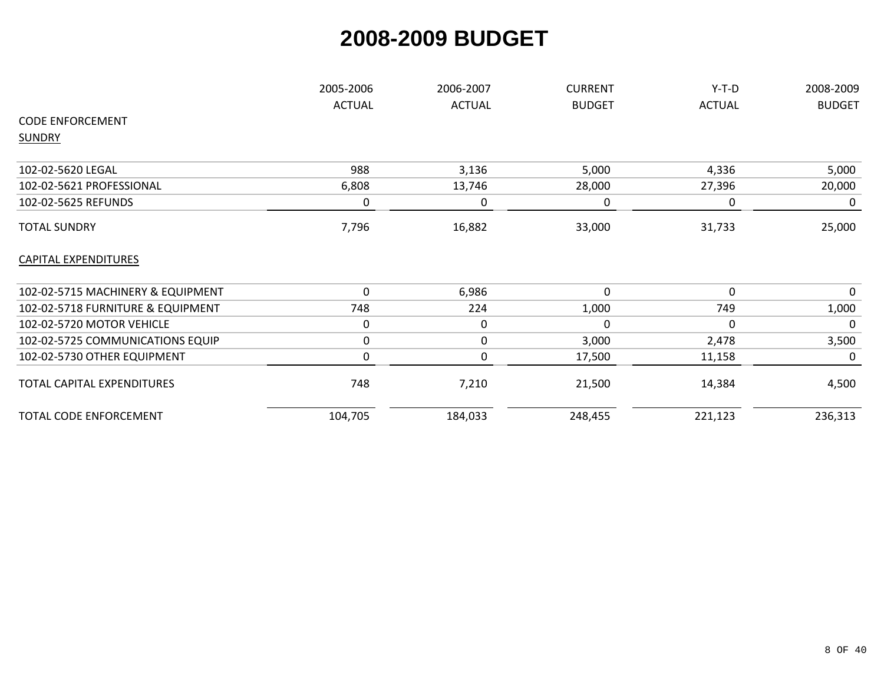# 2008-2009 BUDGET

| | 2005-2006 ACTUAL | 2006-2007 ACTUAL | CURRENT BUDGET | Y-T-D ACTUAL | 2008-2009 BUDGET |
|---|---|---|---|---|---|
| CODE ENFORCEMENT | | | | | |
| SUNDRY | | | | | |
| 102-02-5620 LEGAL | 988 | 3,136 | 5,000 | 4,336 | 5,000 |
| 102-02-5621 PROFESSIONAL | 6,808 | 13,746 | 28,000 | 27,396 | 20,000 |
| 102-02-5625 REFUNDS | 0 | 0 | 0 | 0 | 0 |
| TOTAL SUNDRY | 7,796 | 16,882 | 33,000 | 31,733 | 25,000 |
| CAPITAL EXPENDITURES | | | | | |
| 102-02-5715 MACHINERY & EQUIPMENT | 0 | 6,986 | 0 | 0 | 0 |
| 102-02-5718 FURNITURE & EQUIPMENT | 748 | 224 | 1,000 | 749 | 1,000 |
| 102-02-5720 MOTOR VEHICLE | 0 | 0 | 0 | 0 | 0 |
| 102-02-5725 COMMUNICATIONS EQUIP | 0 | 0 | 3,000 | 2,478 | 3,500 |
| 102-02-5730 OTHER EQUIPMENT | 0 | 0 | 17,500 | 11,158 | 0 |
| TOTAL CAPITAL EXPENDITURES | 748 | 7,210 | 21,500 | 14,384 | 4,500 |
| TOTAL CODE ENFORCEMENT | 104,705 | 184,033 | 248,455 | 221,123 | 236,313 |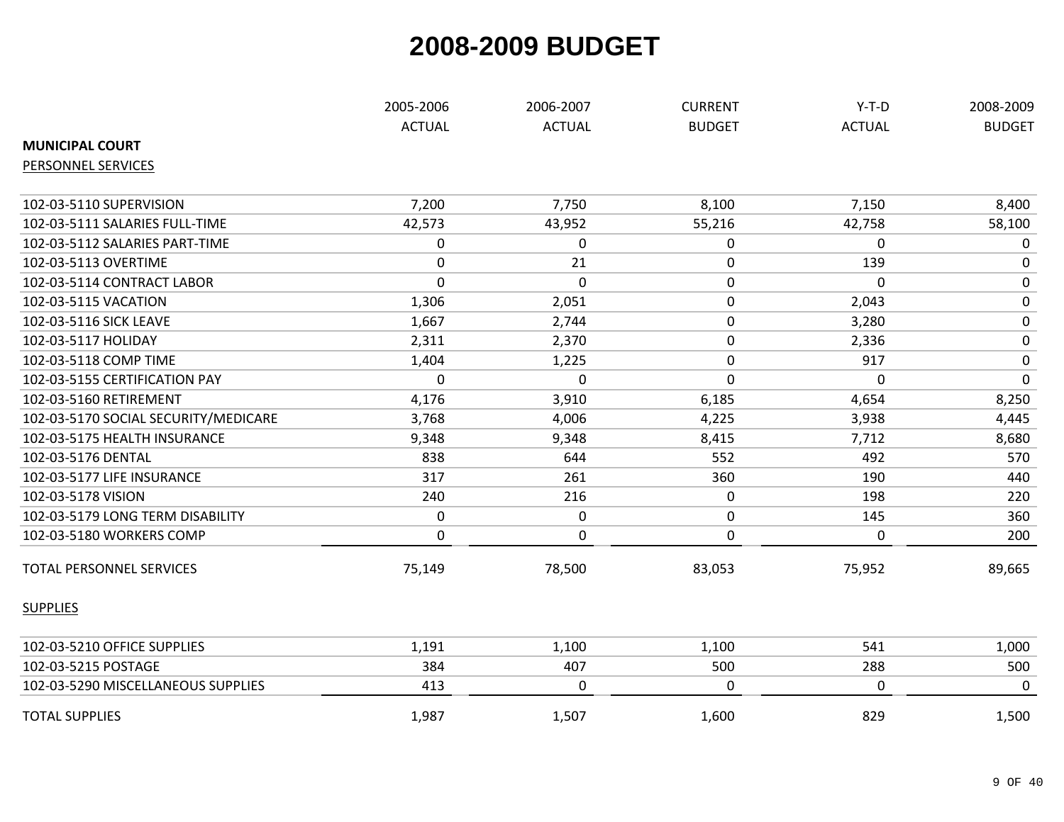# 2008-2009 BUDGET

| | 2005-2006 ACTUAL | 2006-2007 ACTUAL | CURRENT BUDGET | Y-T-D ACTUAL | 2008-2009 BUDGET |
|---|---|---|---|---|---|
| **MUNICIPAL COURT** | | | | | |
| PERSONNEL SERVICES | | | | | |
| 102-03-5110 SUPERVISION | 7,200 | 7,750 | 8,100 | 7,150 | 8,400 |
| 102-03-5111 SALARIES FULL-TIME | 42,573 | 43,952 | 55,216 | 42,758 | 58,100 |
| 102-03-5112 SALARIES PART-TIME | 0 | 0 | 0 | 0 | 0 |
| 102-03-5113 OVERTIME | 0 | 21 | 0 | 139 | 0 |
| 102-03-5114 CONTRACT LABOR | 0 | 0 | 0 | 0 | 0 |
| 102-03-5115 VACATION | 1,306 | 2,051 | 0 | 2,043 | 0 |
| 102-03-5116 SICK LEAVE | 1,667 | 2,744 | 0 | 3,280 | 0 |
| 102-03-5117 HOLIDAY | 2,311 | 2,370 | 0 | 2,336 | 0 |
| 102-03-5118 COMP TIME | 1,404 | 1,225 | 0 | 917 | 0 |
| 102-03-5155 CERTIFICATION PAY | 0 | 0 | 0 | 0 | 0 |
| 102-03-5160 RETIREMENT | 4,176 | 3,910 | 6,185 | 4,654 | 8,250 |
| 102-03-5170 SOCIAL SECURITY/MEDICARE | 3,768 | 4,006 | 4,225 | 3,938 | 4,445 |
| 102-03-5175 HEALTH INSURANCE | 9,348 | 9,348 | 8,415 | 7,712 | 8,680 |
| 102-03-5176 DENTAL | 838 | 644 | 552 | 492 | 570 |
| 102-03-5177 LIFE INSURANCE | 317 | 261 | 360 | 190 | 440 |
| 102-03-5178 VISION | 240 | 216 | 0 | 198 | 220 |
| 102-03-5179 LONG TERM DISABILITY | 0 | 0 | 0 | 145 | 360 |
| 102-03-5180 WORKERS COMP | 0 | 0 | 0 | 0 | 200 |
| TOTAL PERSONNEL SERVICES | 75,149 | 78,500 | 83,053 | 75,952 | 89,665 |
| SUPPLIES | | | | | |
| 102-03-5210 OFFICE SUPPLIES | 1,191 | 1,100 | 1,100 | 541 | 1,000 |
| 102-03-5215 POSTAGE | 384 | 407 | 500 | 288 | 500 |
| 102-03-5290 MISCELLANEOUS SUPPLIES | 413 | 0 | 0 | 0 | 0 |
| TOTAL SUPPLIES | 1,987 | 1,507 | 1,600 | 829 | 1,500 |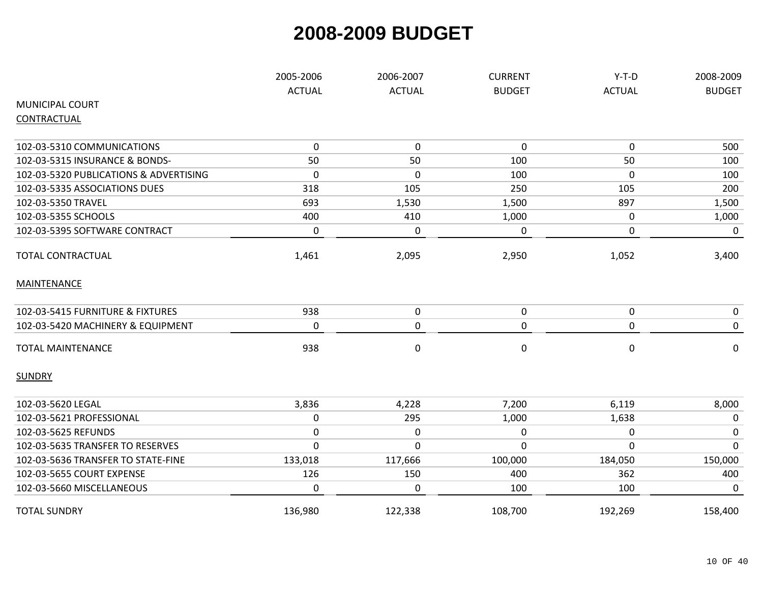# 2008-2009 BUDGET

| MUNICIPAL COURT | 2005-2006 ACTUAL | 2006-2007 ACTUAL | CURRENT BUDGET | Y-T-D ACTUAL | 2008-2009 BUDGET |
|---|---|---|---|---|---|
| CONTRACTUAL | | | | | |
| 102-03-5310 COMMUNICATIONS | 0 | 0 | 0 | 0 | 500 |
| 102-03-5315 INSURANCE & BONDS- | 50 | 50 | 100 | 50 | 100 |
| 102-03-5320 PUBLICATIONS & ADVERTISING | 0 | 0 | 100 | 0 | 100 |
| 102-03-5335 ASSOCIATIONS DUES | 318 | 105 | 250 | 105 | 200 |
| 102-03-5350 TRAVEL | 693 | 1,530 | 1,500 | 897 | 1,500 |
| 102-03-5355 SCHOOLS | 400 | 410 | 1,000 | 0 | 1,000 |
| 102-03-5395 SOFTWARE CONTRACT | 0 | 0 | 0 | 0 | 0 |
| TOTAL CONTRACTUAL | 1,461 | 2,095 | 2,950 | 1,052 | 3,400 |
| MAINTENANCE | | | | | |
| 102-03-5415 FURNITURE & FIXTURES | 938 | 0 | 0 | 0 | 0 |
| 102-03-5420 MACHINERY & EQUIPMENT | 0 | 0 | 0 | 0 | 0 |
| TOTAL MAINTENANCE | 938 | 0 | 0 | 0 | 0 |
| SUNDRY | | | | | |
| 102-03-5620 LEGAL | 3,836 | 4,228 | 7,200 | 6,119 | 8,000 |
| 102-03-5621 PROFESSIONAL | 0 | 295 | 1,000 | 1,638 | 0 |
| 102-03-5625 REFUNDS | 0 | 0 | 0 | 0 | 0 |
| 102-03-5635 TRANSFER TO RESERVES | 0 | 0 | 0 | 0 | 0 |
| 102-03-5636 TRANSFER TO STATE-FINE | 133,018 | 117,666 | 100,000 | 184,050 | 150,000 |
| 102-03-5655 COURT EXPENSE | 126 | 150 | 400 | 362 | 400 |
| 102-03-5660 MISCELLANEOUS | 0 | 0 | 100 | 100 | 0 |
| TOTAL SUNDRY | 136,980 | 122,338 | 108,700 | 192,269 | 158,400 |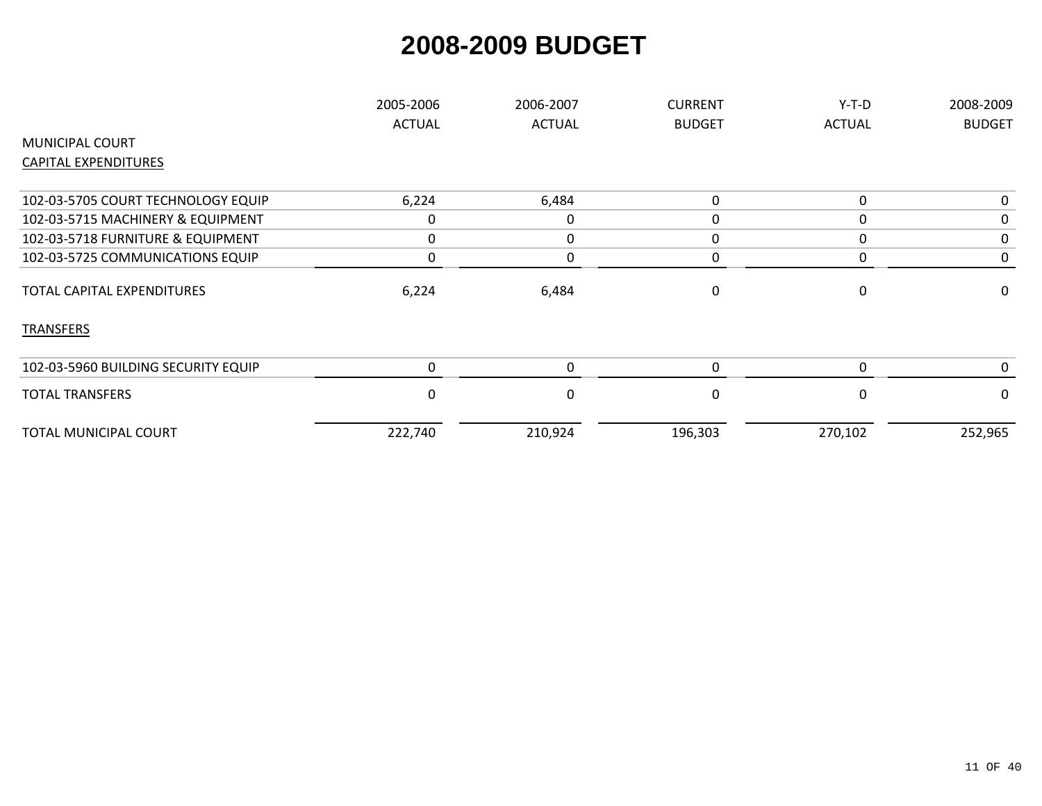# 2008-2009 BUDGET

| | 2005-2006 ACTUAL | 2006-2007 ACTUAL | CURRENT BUDGET | Y-T-D ACTUAL | 2008-2009 BUDGET |
|---|---|---|---|---|---|
| MUNICIPAL COURT | | | | | |
| CAPITAL EXPENDITURES | | | | | |
| 102-03-5705 COURT TECHNOLOGY EQUIP | 6,224 | 6,484 | 0 | 0 | 0 |
| 102-03-5715 MACHINERY & EQUIPMENT | 0 | 0 | 0 | 0 | 0 |
| 102-03-5718 FURNITURE & EQUIPMENT | 0 | 0 | 0 | 0 | 0 |
| 102-03-5725 COMMUNICATIONS EQUIP | 0 | 0 | 0 | 0 | 0 |
| TOTAL CAPITAL EXPENDITURES | 6,224 | 6,484 | 0 | 0 | 0 |
| TRANSFERS | | | | | |
| 102-03-5960 BUILDING SECURITY EQUIP | 0 | 0 | 0 | 0 | 0 |
| TOTAL TRANSFERS | 0 | 0 | 0 | 0 | 0 |
| TOTAL MUNICIPAL COURT | 222,740 | 210,924 | 196,303 | 270,102 | 252,965 |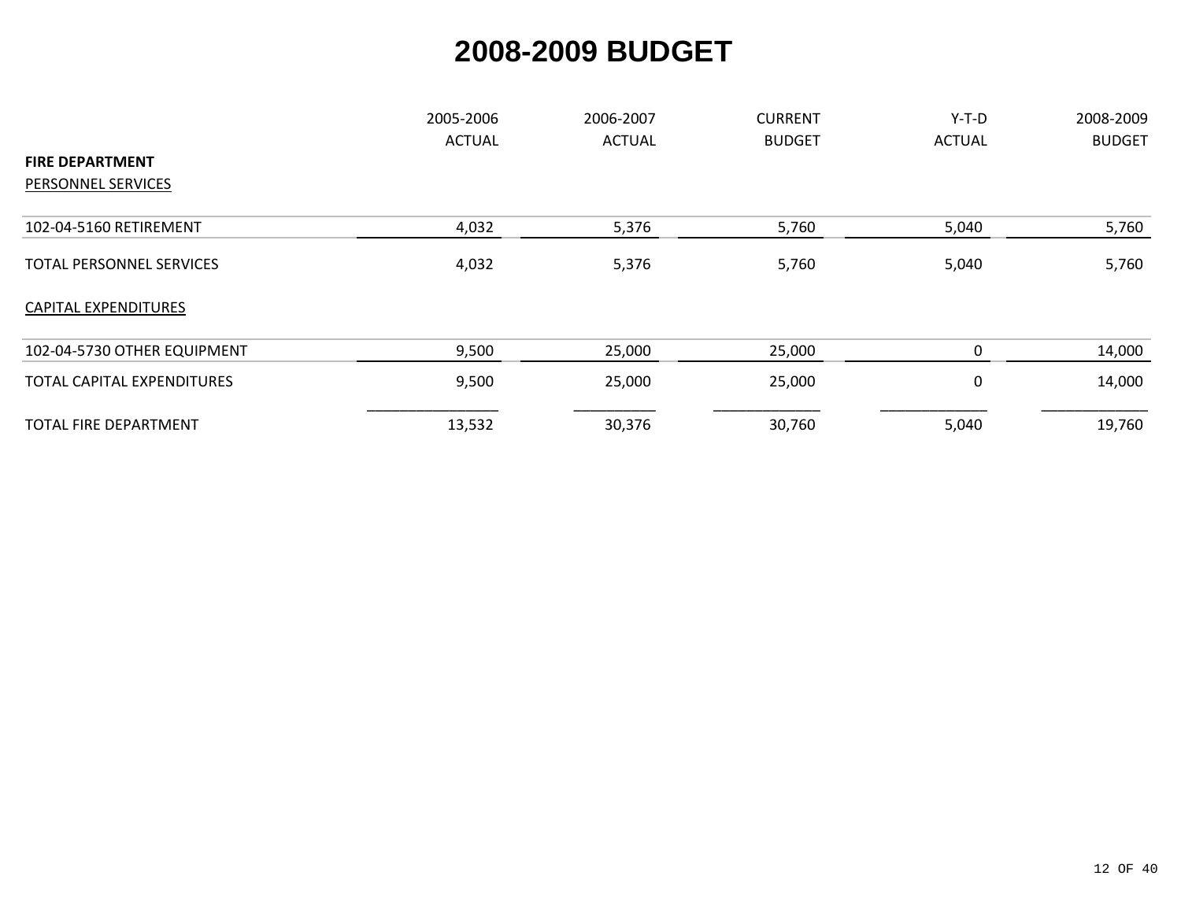# 2008-2009 BUDGET

| FIRE DEPARTMENT | 2005-2006 ACTUAL | 2006-2007 ACTUAL | CURRENT BUDGET | Y-T-D ACTUAL | 2008-2009 BUDGET |
|---|---|---|---|---|---|
| PERSONNEL SERVICES | | | | | |
| 102-04-5160 RETIREMENT | 4,032 | 5,376 | 5,760 | 5,040 | 5,760 |
| TOTAL PERSONNEL SERVICES | 4,032 | 5,376 | 5,760 | 5,040 | 5,760 |
| CAPITAL EXPENDITURES | | | | | |
| 102-04-5730 OTHER EQUIPMENT | 9,500 | 25,000 | 25,000 | 0 | 14,000 |
| TOTAL CAPITAL EXPENDITURES | 9,500 | 25,000 | 25,000 | 0 | 14,000 |
| TOTAL FIRE DEPARTMENT | 13,532 | 30,376 | 30,760 | 5,040 | 19,760 |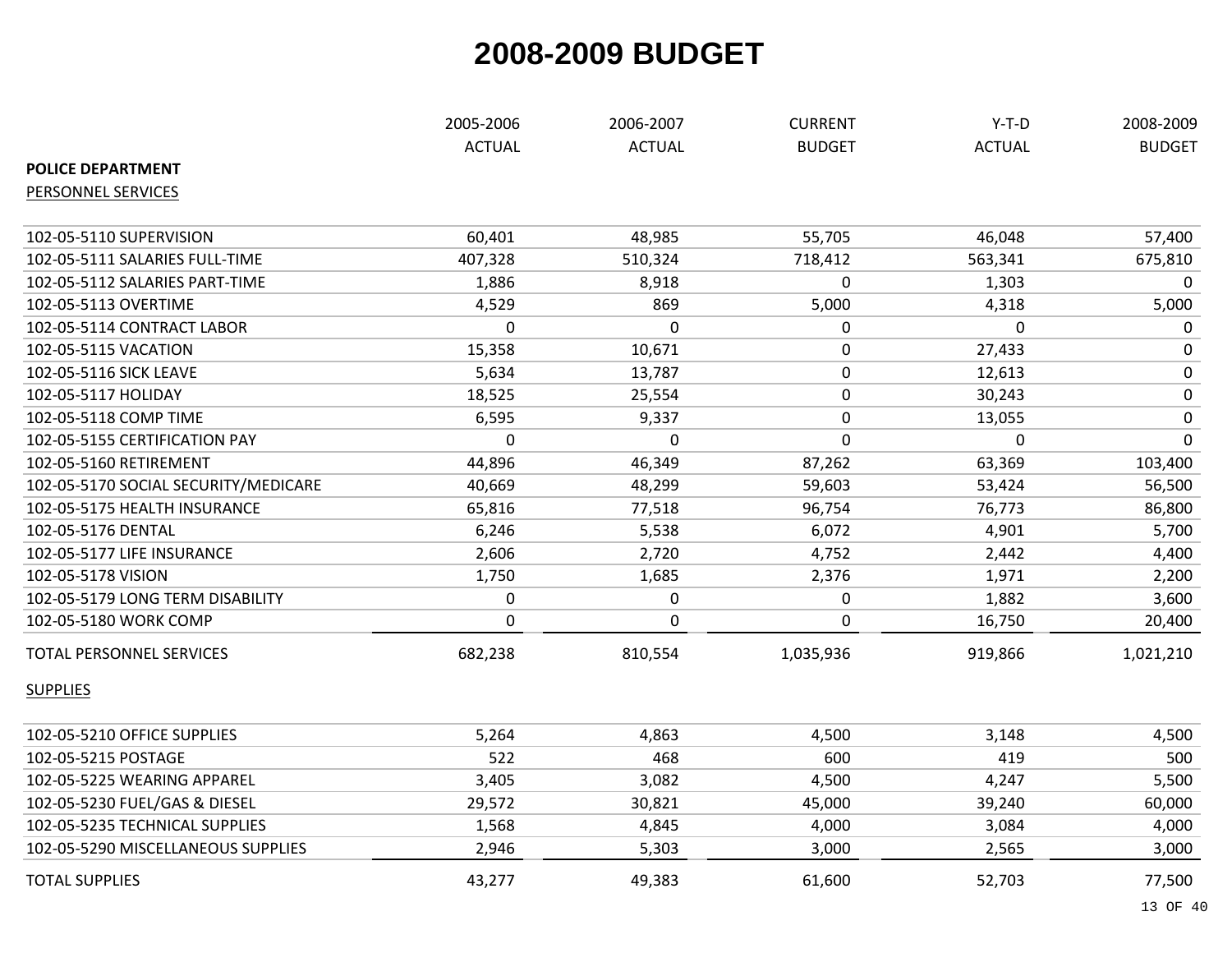# 2008-2009 BUDGET

| | 2005-2006 ACTUAL | 2006-2007 ACTUAL | CURRENT BUDGET | Y-T-D ACTUAL | 2008-2009 BUDGET |
|---|---|---|---|---|---|
| **POLICE DEPARTMENT** | | | | | |
| PERSONNEL SERVICES | | | | | |
| 102-05-5110 SUPERVISION | 60,401 | 48,985 | 55,705 | 46,048 | 57,400 |
| 102-05-5111 SALARIES FULL-TIME | 407,328 | 510,324 | 718,412 | 563,341 | 675,810 |
| 102-05-5112 SALARIES PART-TIME | 1,886 | 8,918 | 0 | 1,303 | 0 |
| 102-05-5113 OVERTIME | 4,529 | 869 | 5,000 | 4,318 | 5,000 |
| 102-05-5114 CONTRACT LABOR | 0 | 0 | 0 | 0 | 0 |
| 102-05-5115 VACATION | 15,358 | 10,671 | 0 | 27,433 | 0 |
| 102-05-5116 SICK LEAVE | 5,634 | 13,787 | 0 | 12,613 | 0 |
| 102-05-5117 HOLIDAY | 18,525 | 25,554 | 0 | 30,243 | 0 |
| 102-05-5118 COMP TIME | 6,595 | 9,337 | 0 | 13,055 | 0 |
| 102-05-5155 CERTIFICATION PAY | 0 | 0 | 0 | 0 | 0 |
| 102-05-5160 RETIREMENT | 44,896 | 46,349 | 87,262 | 63,369 | 103,400 |
| 102-05-5170 SOCIAL SECURITY/MEDICARE | 40,669 | 48,299 | 59,603 | 53,424 | 56,500 |
| 102-05-5175 HEALTH INSURANCE | 65,816 | 77,518 | 96,754 | 76,773 | 86,800 |
| 102-05-5176 DENTAL | 6,246 | 5,538 | 6,072 | 4,901 | 5,700 |
| 102-05-5177 LIFE INSURANCE | 2,606 | 2,720 | 4,752 | 2,442 | 4,400 |
| 102-05-5178 VISION | 1,750 | 1,685 | 2,376 | 1,971 | 2,200 |
| 102-05-5179 LONG TERM DISABILITY | 0 | 0 | 0 | 1,882 | 3,600 |
| 102-05-5180 WORK COMP | 0 | 0 | 0 | 16,750 | 20,400 |
| TOTAL PERSONNEL SERVICES | 682,238 | 810,554 | 1,035,936 | 919,866 | 1,021,210 |
| SUPPLIES | | | | | |
| 102-05-5210 OFFICE SUPPLIES | 5,264 | 4,863 | 4,500 | 3,148 | 4,500 |
| 102-05-5215 POSTAGE | 522 | 468 | 600 | 419 | 500 |
| 102-05-5225 WEARING APPAREL | 3,405 | 3,082 | 4,500 | 4,247 | 5,500 |
| 102-05-5230 FUEL/GAS & DIESEL | 29,572 | 30,821 | 45,000 | 39,240 | 60,000 |
| 102-05-5235 TECHNICAL SUPPLIES | 1,568 | 4,845 | 4,000 | 3,084 | 4,000 |
| 102-05-5290 MISCELLANEOUS SUPPLIES | 2,946 | 5,303 | 3,000 | 2,565 | 3,000 |
| TOTAL SUPPLIES | 43,277 | 49,383 | 61,600 | 52,703 | 77,500 |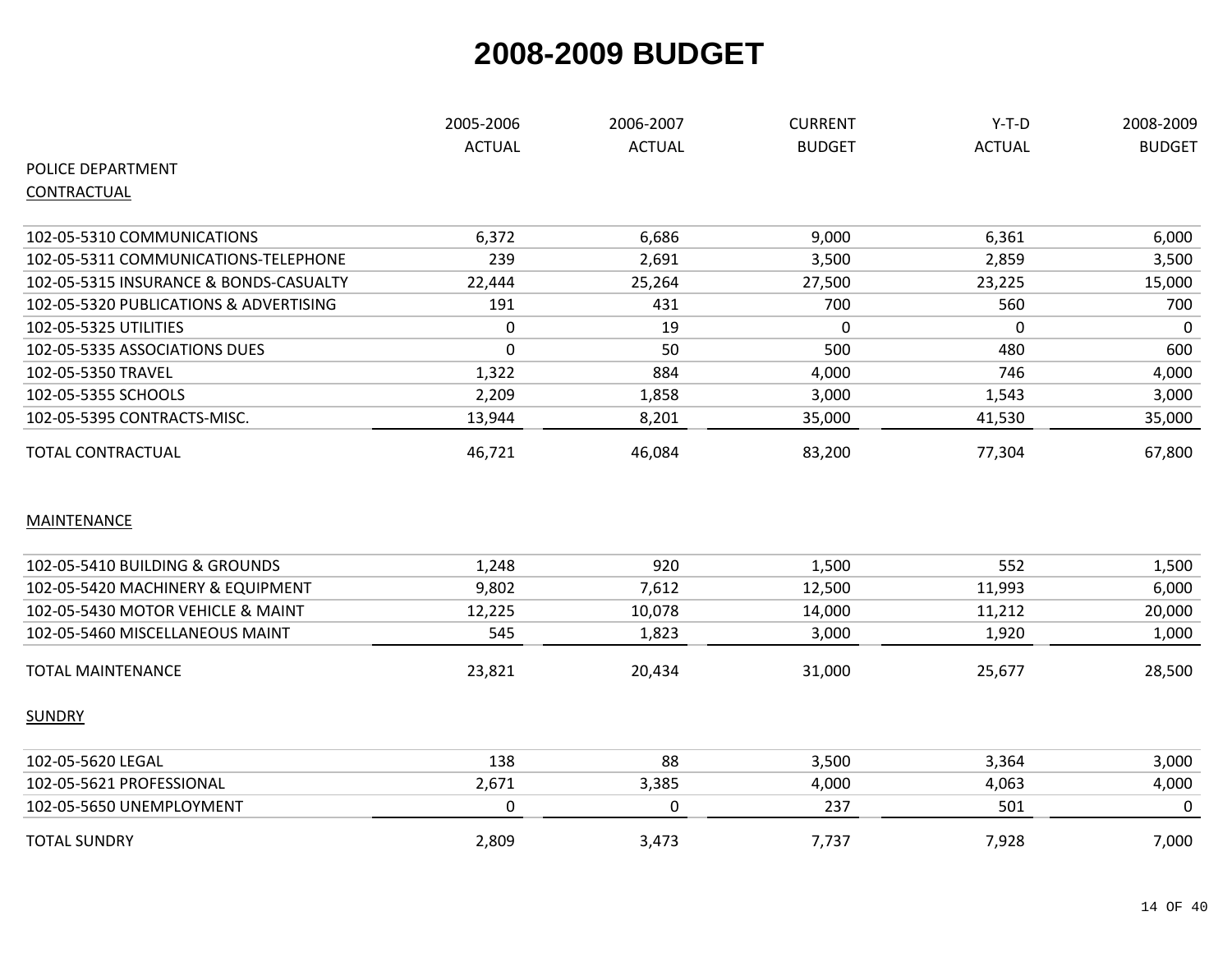# 2008-2009 BUDGET

| POLICE DEPARTMENT | 2005-2006 ACTUAL | 2006-2007 ACTUAL | CURRENT BUDGET | Y-T-D ACTUAL | 2008-2009 BUDGET |
|---|---|---|---|---|---|
| CONTRACTUAL | | | | | |
| 102-05-5310 COMMUNICATIONS | 6,372 | 6,686 | 9,000 | 6,361 | 6,000 |
| 102-05-5311 COMMUNICATIONS-TELEPHONE | 239 | 2,691 | 3,500 | 2,859 | 3,500 |
| 102-05-5315 INSURANCE & BONDS-CASUALTY | 22,444 | 25,264 | 27,500 | 23,225 | 15,000 |
| 102-05-5320 PUBLICATIONS & ADVERTISING | 191 | 431 | 700 | 560 | 700 |
| 102-05-5325 UTILITIES | 0 | 19 | 0 | 0 | 0 |
| 102-05-5335 ASSOCIATIONS DUES | 0 | 50 | 500 | 480 | 600 |
| 102-05-5350 TRAVEL | 1,322 | 884 | 4,000 | 746 | 4,000 |
| 102-05-5355 SCHOOLS | 2,209 | 1,858 | 3,000 | 1,543 | 3,000 |
| 102-05-5395 CONTRACTS-MISC. | 13,944 | 8,201 | 35,000 | 41,530 | 35,000 |
| TOTAL CONTRACTUAL | 46,721 | 46,084 | 83,200 | 77,304 | 67,800 |
| MAINTENANCE | | | | | |
| 102-05-5410 BUILDING & GROUNDS | 1,248 | 920 | 1,500 | 552 | 1,500 |
| 102-05-5420 MACHINERY & EQUIPMENT | 9,802 | 7,612 | 12,500 | 11,993 | 6,000 |
| 102-05-5430 MOTOR VEHICLE & MAINT | 12,225 | 10,078 | 14,000 | 11,212 | 20,000 |
| 102-05-5460 MISCELLANEOUS MAINT | 545 | 1,823 | 3,000 | 1,920 | 1,000 |
| TOTAL MAINTENANCE | 23,821 | 20,434 | 31,000 | 25,677 | 28,500 |
| SUNDRY | | | | | |
| 102-05-5620 LEGAL | 138 | 88 | 3,500 | 3,364 | 3,000 |
| 102-05-5621 PROFESSIONAL | 2,671 | 3,385 | 4,000 | 4,063 | 4,000 |
| 102-05-5650 UNEMPLOYMENT | 0 | 0 | 237 | 501 | 0 |
| TOTAL SUNDRY | 2,809 | 3,473 | 7,737 | 7,928 | 7,000 |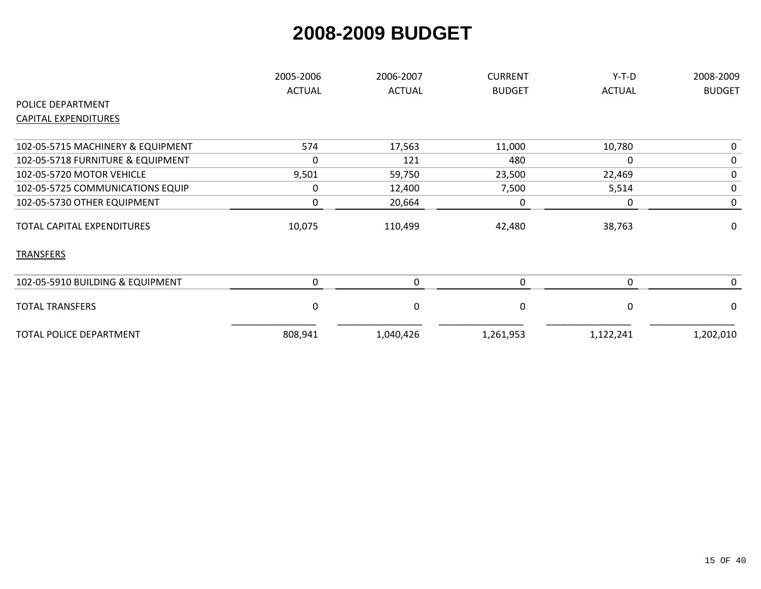# 2008-2009 BUDGET

| | 2005-2006 ACTUAL | 2006-2007 ACTUAL | CURRENT BUDGET | Y-T-D ACTUAL | 2008-2009 BUDGET |
|---|---|---|---|---|---|
| POLICE DEPARTMENT | | | | | |
| CAPITAL EXPENDITURES | | | | | |
| 102-05-5715 MACHINERY & EQUIPMENT | 574 | 17,563 | 11,000 | 10,780 | 0 |
| 102-05-5718 FURNITURE & EQUIPMENT | 0 | 121 | 480 | 0 | 0 |
| 102-05-5720 MOTOR VEHICLE | 9,501 | 59,750 | 23,500 | 22,469 | 0 |
| 102-05-5725 COMMUNICATIONS EQUIP | 0 | 12,400 | 7,500 | 5,514 | 0 |
| 102-05-5730 OTHER EQUIPMENT | 0 | 20,664 | 0 | 0 | 0 |
| TOTAL CAPITAL EXPENDITURES | 10,075 | 110,499 | 42,480 | 38,763 | 0 |
| TRANSFERS | | | | | |
| 102-05-5910 BUILDING & EQUIPMENT | 0 | 0 | 0 | 0 | 0 |
| TOTAL TRANSFERS | 0 | 0 | 0 | 0 | 0 |
| TOTAL POLICE DEPARTMENT | 808,941 | 1,040,426 | 1,261,953 | 1,122,241 | 1,202,010 |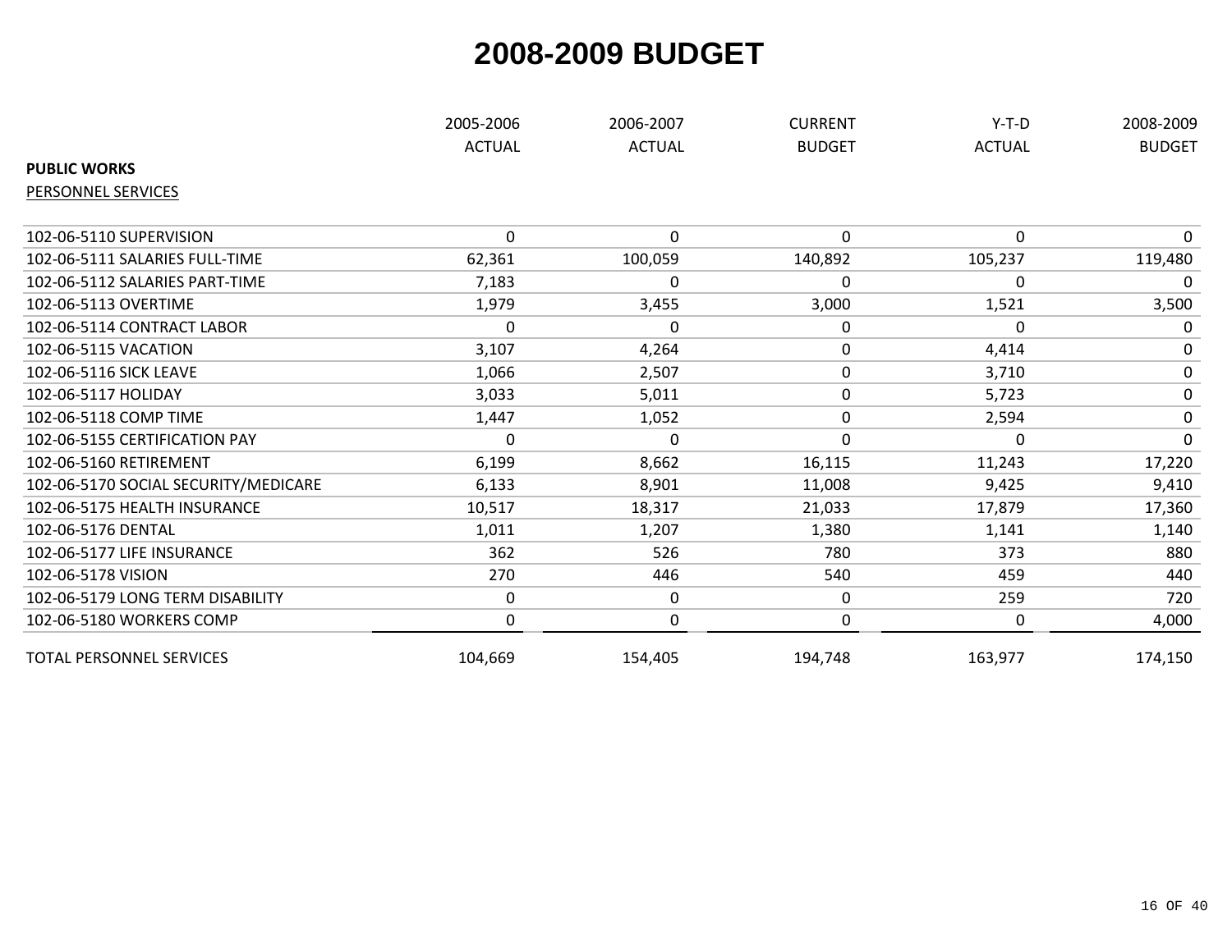# 2008-2009 BUDGET

| | 2005-2006 ACTUAL | 2006-2007 ACTUAL | CURRENT BUDGET | Y-T-D ACTUAL | 2008-2009 BUDGET |
|---|---|---|---|---|---|
| **PUBLIC WORKS** | | | | | |
| PERSONNEL SERVICES | | | | | |
| 102-06-5110 SUPERVISION | 0 | 0 | 0 | 0 | 0 |
| 102-06-5111 SALARIES FULL-TIME | 62,361 | 100,059 | 140,892 | 105,237 | 119,480 |
| 102-06-5112 SALARIES PART-TIME | 7,183 | 0 | 0 | 0 | 0 |
| 102-06-5113 OVERTIME | 1,979 | 3,455 | 3,000 | 1,521 | 3,500 |
| 102-06-5114 CONTRACT LABOR | 0 | 0 | 0 | 0 | 0 |
| 102-06-5115 VACATION | 3,107 | 4,264 | 0 | 4,414 | 0 |
| 102-06-5116 SICK LEAVE | 1,066 | 2,507 | 0 | 3,710 | 0 |
| 102-06-5117 HOLIDAY | 3,033 | 5,011 | 0 | 5,723 | 0 |
| 102-06-5118 COMP TIME | 1,447 | 1,052 | 0 | 2,594 | 0 |
| 102-06-5155 CERTIFICATION PAY | 0 | 0 | 0 | 0 | 0 |
| 102-06-5160 RETIREMENT | 6,199 | 8,662 | 16,115 | 11,243 | 17,220 |
| 102-06-5170 SOCIAL SECURITY/MEDICARE | 6,133 | 8,901 | 11,008 | 9,425 | 9,410 |
| 102-06-5175 HEALTH INSURANCE | 10,517 | 18,317 | 21,033 | 17,879 | 17,360 |
| 102-06-5176 DENTAL | 1,011 | 1,207 | 1,380 | 1,141 | 1,140 |
| 102-06-5177 LIFE INSURANCE | 362 | 526 | 780 | 373 | 880 |
| 102-06-5178 VISION | 270 | 446 | 540 | 459 | 440 |
| 102-06-5179 LONG TERM DISABILITY | 0 | 0 | 0 | 259 | 720 |
| 102-06-5180 WORKERS COMP | 0 | 0 | 0 | 0 | 4,000 |
| TOTAL PERSONNEL SERVICES | 104,669 | 154,405 | 194,748 | 163,977 | 174,150 |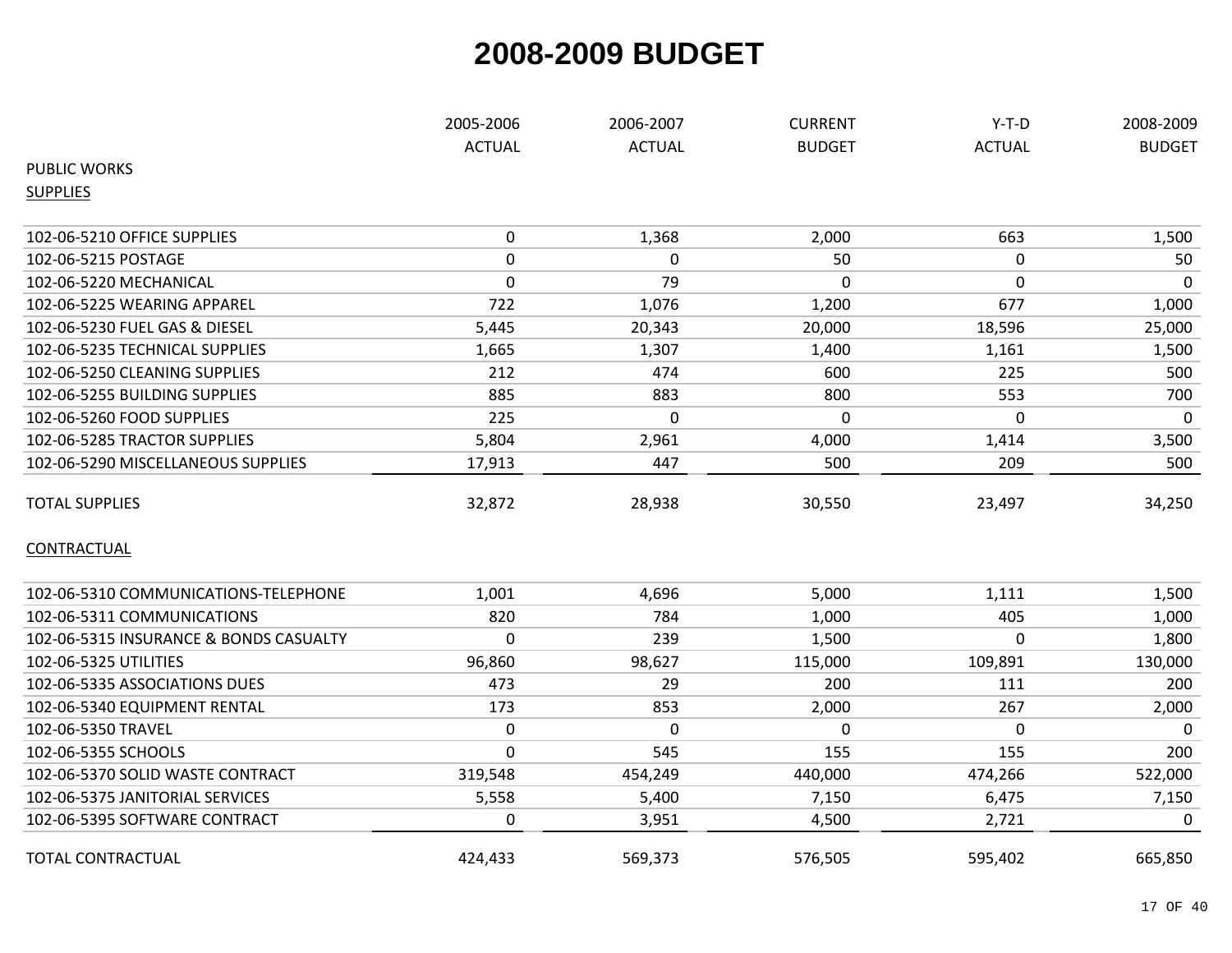# 2008-2009 BUDGET

| | 2005-2006 ACTUAL | 2006-2007 ACTUAL | CURRENT BUDGET | Y-T-D ACTUAL | 2008-2009 BUDGET |
|---|---|---|---|---|---|
| PUBLIC WORKS | | | | | |
| SUPPLIES | | | | | |
| 102-06-5210 OFFICE SUPPLIES | 0 | 1,368 | 2,000 | 663 | 1,500 |
| 102-06-5215 POSTAGE | 0 | 0 | 50 | 0 | 50 |
| 102-06-5220 MECHANICAL | 0 | 79 | 0 | 0 | 0 |
| 102-06-5225 WEARING APPAREL | 722 | 1,076 | 1,200 | 677 | 1,000 |
| 102-06-5230 FUEL GAS & DIESEL | 5,445 | 20,343 | 20,000 | 18,596 | 25,000 |
| 102-06-5235 TECHNICAL SUPPLIES | 1,665 | 1,307 | 1,400 | 1,161 | 1,500 |
| 102-06-5250 CLEANING SUPPLIES | 212 | 474 | 600 | 225 | 500 |
| 102-06-5255 BUILDING SUPPLIES | 885 | 883 | 800 | 553 | 700 |
| 102-06-5260 FOOD SUPPLIES | 225 | 0 | 0 | 0 | 0 |
| 102-06-5285 TRACTOR SUPPLIES | 5,804 | 2,961 | 4,000 | 1,414 | 3,500 |
| 102-06-5290 MISCELLANEOUS SUPPLIES | 17,913 | 447 | 500 | 209 | 500 |
| TOTAL SUPPLIES | 32,872 | 28,938 | 30,550 | 23,497 | 34,250 |
| CONTRACTUAL | | | | | |
| 102-06-5310 COMMUNICATIONS-TELEPHONE | 1,001 | 4,696 | 5,000 | 1,111 | 1,500 |
| 102-06-5311 COMMUNICATIONS | 820 | 784 | 1,000 | 405 | 1,000 |
| 102-06-5315 INSURANCE & BONDS CASUALTY | 0 | 239 | 1,500 | 0 | 1,800 |
| 102-06-5325 UTILITIES | 96,860 | 98,627 | 115,000 | 109,891 | 130,000 |
| 102-06-5335 ASSOCIATIONS DUES | 473 | 29 | 200 | 111 | 200 |
| 102-06-5340 EQUIPMENT RENTAL | 173 | 853 | 2,000 | 267 | 2,000 |
| 102-06-5350 TRAVEL | 0 | 0 | 0 | 0 | 0 |
| 102-06-5355 SCHOOLS | 0 | 545 | 155 | 155 | 200 |
| 102-06-5370 SOLID WASTE CONTRACT | 319,548 | 454,249 | 440,000 | 474,266 | 522,000 |
| 102-06-5375 JANITORIAL SERVICES | 5,558 | 5,400 | 7,150 | 6,475 | 7,150 |
| 102-06-5395 SOFTWARE CONTRACT | 0 | 3,951 | 4,500 | 2,721 | 0 |
| TOTAL CONTRACTUAL | 424,433 | 569,373 | 576,505 | 595,402 | 665,850 |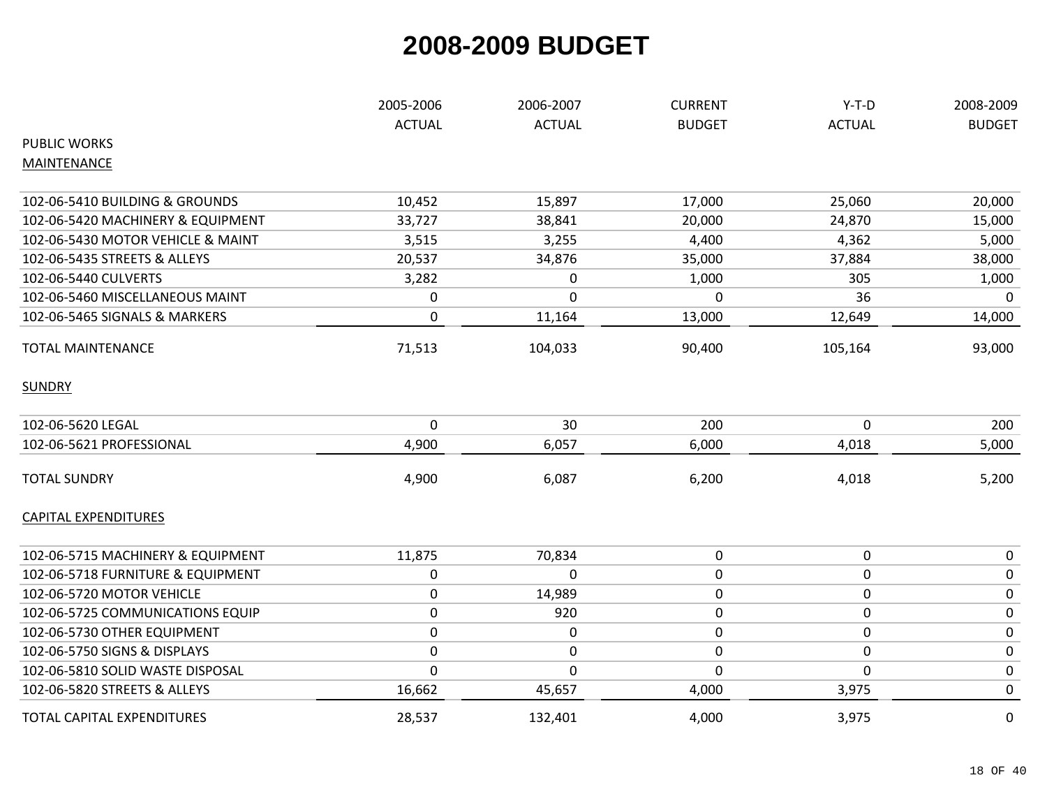# 2008-2009 BUDGET

| | 2005-2006 ACTUAL | 2006-2007 ACTUAL | CURRENT BUDGET | Y-T-D ACTUAL | 2008-2009 BUDGET |
|---|---|---|---|---|---|
| PUBLIC WORKS | | | | | |
| MAINTENANCE | | | | | |
| 102-06-5410 BUILDING & GROUNDS | 10,452 | 15,897 | 17,000 | 25,060 | 20,000 |
| 102-06-5420 MACHINERY & EQUIPMENT | 33,727 | 38,841 | 20,000 | 24,870 | 15,000 |
| 102-06-5430 MOTOR VEHICLE & MAINT | 3,515 | 3,255 | 4,400 | 4,362 | 5,000 |
| 102-06-5435 STREETS & ALLEYS | 20,537 | 34,876 | 35,000 | 37,884 | 38,000 |
| 102-06-5440 CULVERTS | 3,282 | 0 | 1,000 | 305 | 1,000 |
| 102-06-5460 MISCELLANEOUS MAINT | 0 | 0 | 0 | 36 | 0 |
| 102-06-5465 SIGNALS & MARKERS | 0 | 11,164 | 13,000 | 12,649 | 14,000 |
| TOTAL MAINTENANCE | 71,513 | 104,033 | 90,400 | 105,164 | 93,000 |
| SUNDRY | | | | | |
| 102-06-5620 LEGAL | 0 | 30 | 200 | 0 | 200 |
| 102-06-5621 PROFESSIONAL | 4,900 | 6,057 | 6,000 | 4,018 | 5,000 |
| TOTAL SUNDRY | 4,900 | 6,087 | 6,200 | 4,018 | 5,200 |
| CAPITAL EXPENDITURES | | | | | |
| 102-06-5715 MACHINERY & EQUIPMENT | 11,875 | 70,834 | 0 | 0 | 0 |
| 102-06-5718 FURNITURE & EQUIPMENT | 0 | 0 | 0 | 0 | 0 |
| 102-06-5720 MOTOR VEHICLE | 0 | 14,989 | 0 | 0 | 0 |
| 102-06-5725 COMMUNICATIONS EQUIP | 0 | 920 | 0 | 0 | 0 |
| 102-06-5730 OTHER EQUIPMENT | 0 | 0 | 0 | 0 | 0 |
| 102-06-5750 SIGNS & DISPLAYS | 0 | 0 | 0 | 0 | 0 |
| 102-06-5810 SOLID WASTE DISPOSAL | 0 | 0 | 0 | 0 | 0 |
| 102-06-5820 STREETS & ALLEYS | 16,662 | 45,657 | 4,000 | 3,975 | 0 |
| TOTAL CAPITAL EXPENDITURES | 28,537 | 132,401 | 4,000 | 3,975 | 0 |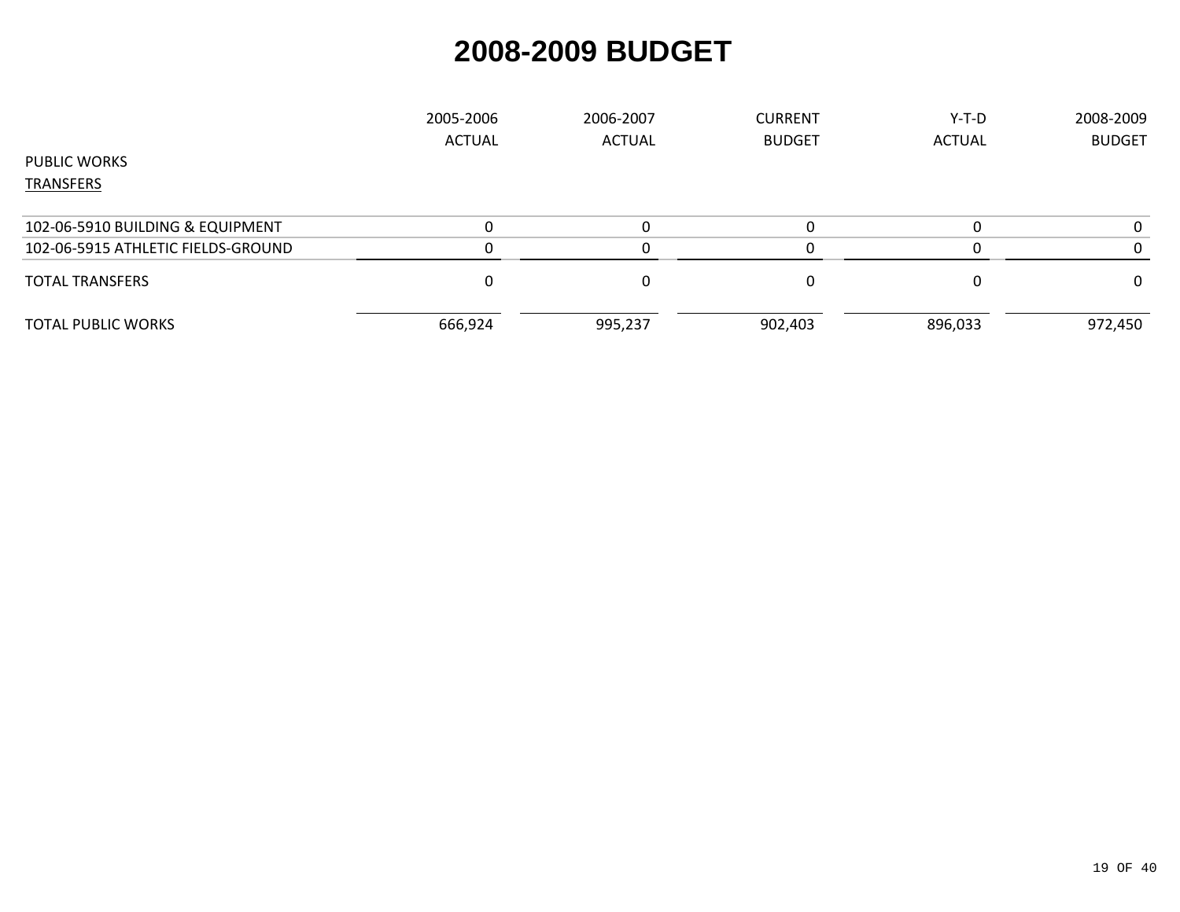# 2008-2009 BUDGET

| | 2005-2006 ACTUAL | 2006-2007 ACTUAL | CURRENT BUDGET | Y-T-D ACTUAL | 2008-2009 BUDGET |
|---|---|---|---|---|---|
| PUBLIC WORKS | | | | | |
| TRANSFERS | | | | | |
| 102-06-5910 BUILDING & EQUIPMENT | 0 | 0 | 0 | 0 | 0 |
| 102-06-5915 ATHLETIC FIELDS-GROUND | 0 | 0 | 0 | 0 | 0 |
| TOTAL TRANSFERS | 0 | 0 | 0 | 0 | 0 |
| TOTAL PUBLIC WORKS | 666,924 | 995,237 | 902,403 | 896,033 | 972,450 |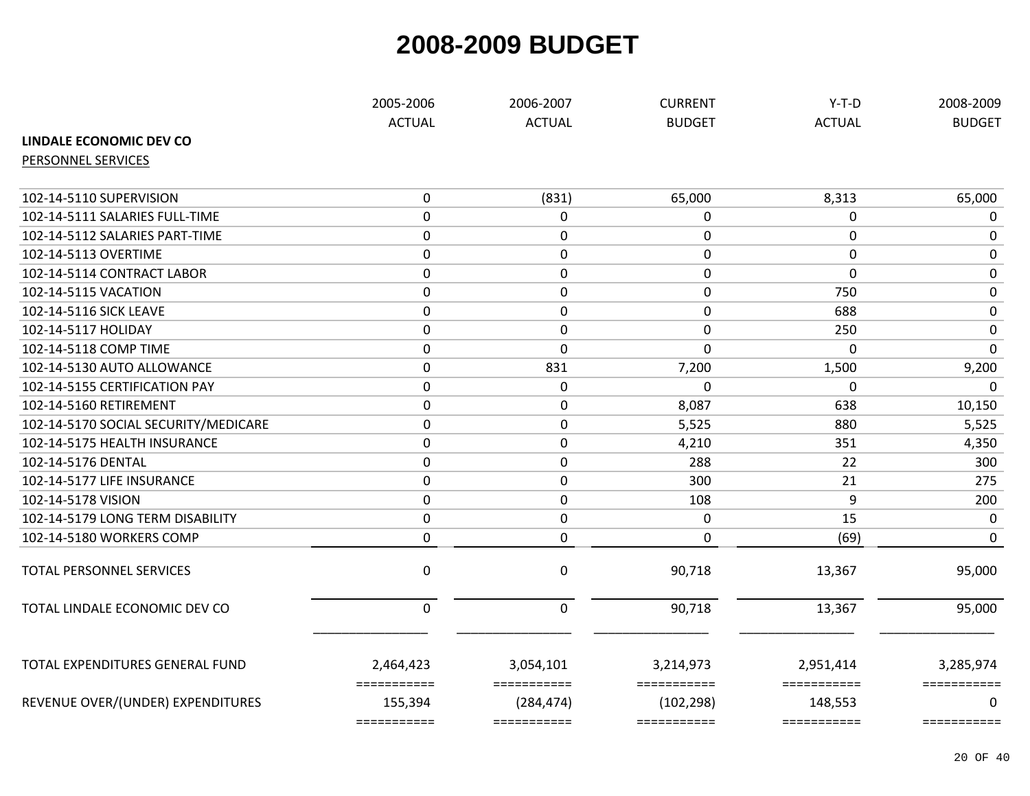# 2008-2009 BUDGET

| | 2005-2006 ACTUAL | 2006-2007 ACTUAL | CURRENT BUDGET | Y-T-D ACTUAL | 2008-2009 BUDGET |
|---|---|---|---|---|---|
| **LINDALE ECONOMIC DEV CO** | | | | | |
| PERSONNEL SERVICES | | | | | |
| 102-14-5110 SUPERVISION | 0 | (831) | 65,000 | 8,313 | 65,000 |
| 102-14-5111 SALARIES FULL-TIME | 0 | 0 | 0 | 0 | 0 |
| 102-14-5112 SALARIES PART-TIME | 0 | 0 | 0 | 0 | 0 |
| 102-14-5113 OVERTIME | 0 | 0 | 0 | 0 | 0 |
| 102-14-5114 CONTRACT LABOR | 0 | 0 | 0 | 0 | 0 |
| 102-14-5115 VACATION | 0 | 0 | 0 | 750 | 0 |
| 102-14-5116 SICK LEAVE | 0 | 0 | 0 | 688 | 0 |
| 102-14-5117 HOLIDAY | 0 | 0 | 0 | 250 | 0 |
| 102-14-5118 COMP TIME | 0 | 0 | 0 | 0 | 0 |
| 102-14-5130 AUTO ALLOWANCE | 0 | 831 | 7,200 | 1,500 | 9,200 |
| 102-14-5155 CERTIFICATION PAY | 0 | 0 | 0 | 0 | 0 |
| 102-14-5160 RETIREMENT | 0 | 0 | 8,087 | 638 | 10,150 |
| 102-14-5170 SOCIAL SECURITY/MEDICARE | 0 | 0 | 5,525 | 880 | 5,525 |
| 102-14-5175 HEALTH INSURANCE | 0 | 0 | 4,210 | 351 | 4,350 |
| 102-14-5176 DENTAL | 0 | 0 | 288 | 22 | 300 |
| 102-14-5177 LIFE INSURANCE | 0 | 0 | 300 | 21 | 275 |
| 102-14-5178 VISION | 0 | 0 | 108 | 9 | 200 |
| 102-14-5179 LONG TERM DISABILITY | 0 | 0 | 0 | 15 | 0 |
| 102-14-5180 WORKERS COMP | 0 | 0 | 0 | (69) | 0 |
| TOTAL PERSONNEL SERVICES | 0 | 0 | 90,718 | 13,367 | 95,000 |
| TOTAL LINDALE ECONOMIC DEV CO | 0 | 0 | 90,718 | 13,367 | 95,000 |
| TOTAL EXPENDITURES GENERAL FUND | 2,464,423 | 3,054,101 | 3,214,973 | 2,951,414 | 3,285,974 |
| REVENUE OVER/(UNDER) EXPENDITURES | 155,394 | (284,474) | (102,298) | 148,553 | 0 |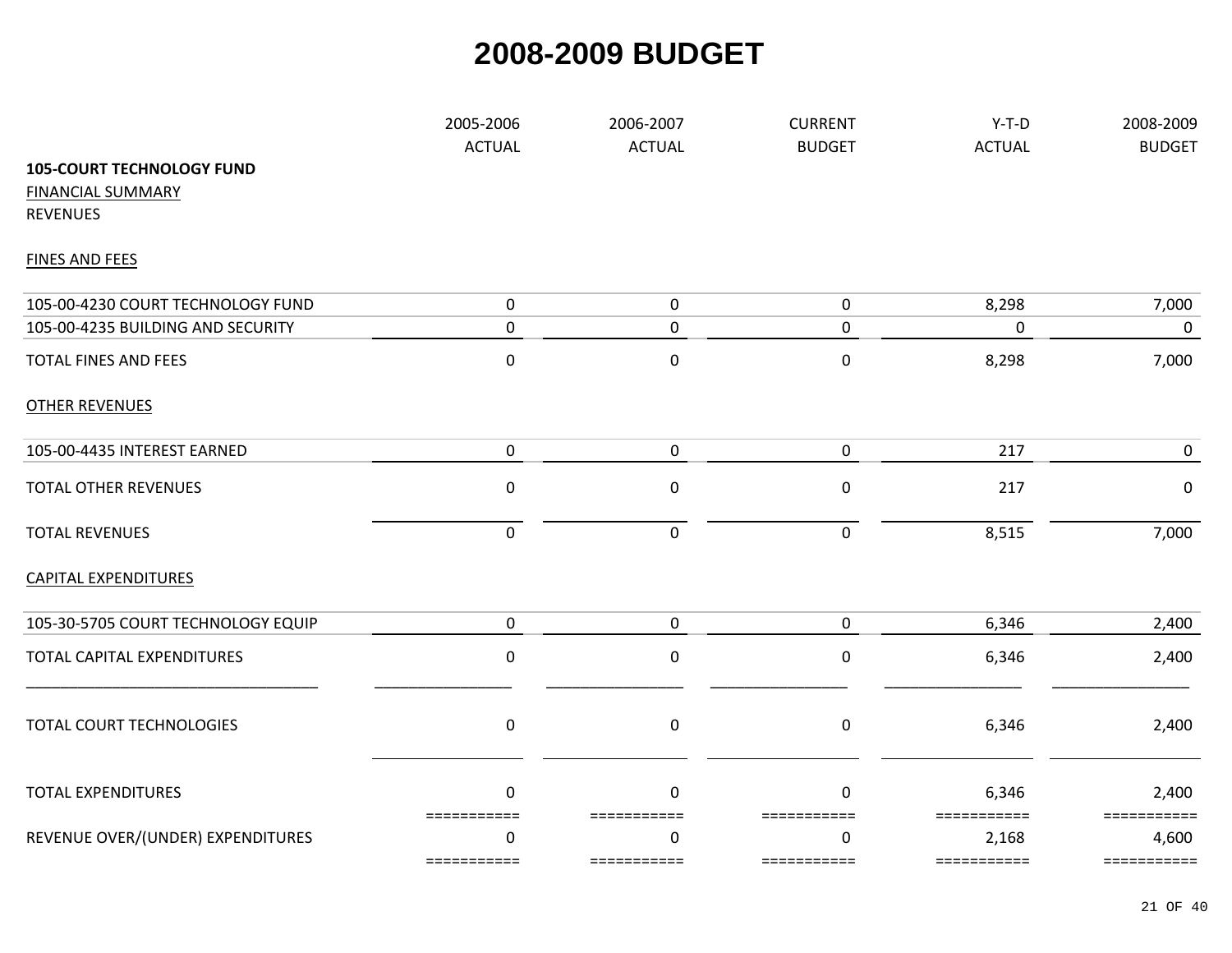# 2008-2009 BUDGET

| | 2005-2006 ACTUAL | 2006-2007 ACTUAL | CURRENT BUDGET | Y-T-D ACTUAL | 2008-2009 BUDGET |
|---|---|---|---|---|---|
| **105-COURT TECHNOLOGY FUND** | | | | | |
| FINANCIAL SUMMARY | | | | | |
| REVENUES | | | | | |
| FINES AND FEES | | | | | |
| 105-00-4230 COURT TECHNOLOGY FUND | 0 | 0 | 0 | 8,298 | 7,000 |
| 105-00-4235 BUILDING AND SECURITY | 0 | 0 | 0 | 0 | 0 |
| TOTAL FINES AND FEES | 0 | 0 | 0 | 8,298 | 7,000 |
| OTHER REVENUES | | | | | |
| 105-00-4435 INTEREST EARNED | 0 | 0 | 0 | 217 | 0 |
| TOTAL OTHER REVENUES | 0 | 0 | 0 | 217 | 0 |
| TOTAL REVENUES | 0 | 0 | 0 | 8,515 | 7,000 |
| CAPITAL EXPENDITURES | | | | | |
| 105-30-5705 COURT TECHNOLOGY EQUIP | 0 | 0 | 0 | 6,346 | 2,400 |
| TOTAL CAPITAL EXPENDITURES | 0 | 0 | 0 | 6,346 | 2,400 |
| TOTAL COURT TECHNOLOGIES | 0 | 0 | 0 | 6,346 | 2,400 |
| TOTAL EXPENDITURES | 0 | 0 | 0 | 6,346 | 2,400 |
| REVENUE OVER/(UNDER) EXPENDITURES | 0 | 0 | 0 | 2,168 | 4,600 |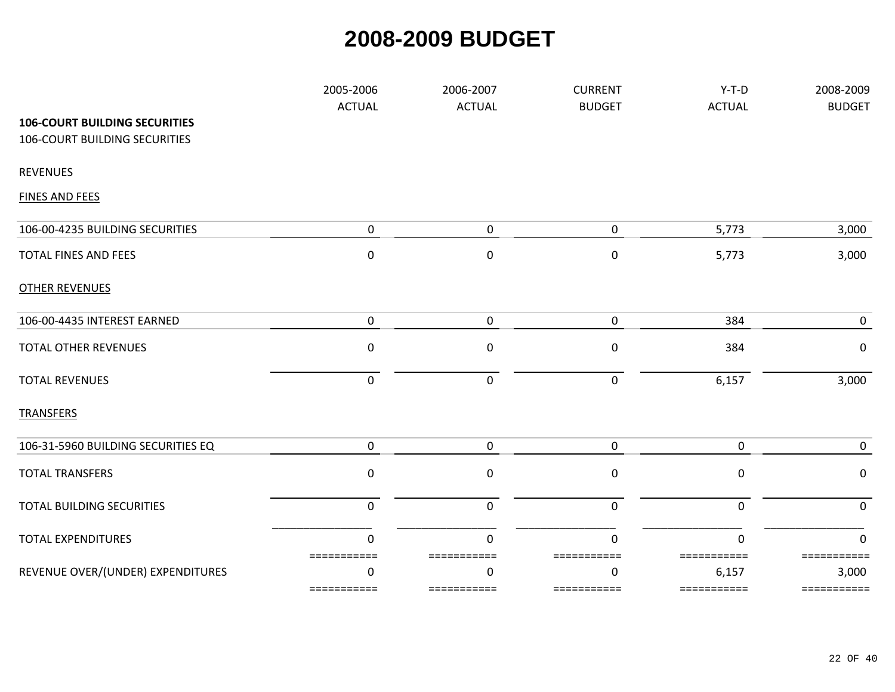# 2008-2009 BUDGET

| | 2005-2006 ACTUAL | 2006-2007 ACTUAL | CURRENT BUDGET | Y-T-D ACTUAL | 2008-2009 BUDGET |
|---|---|---|---|---|---|
| **106-COURT BUILDING SECURITIES** | | | | | |
| 106-COURT BUILDING SECURITIES | | | | | |
| REVENUES | | | | | |
| FINES AND FEES | | | | | |
| 106-00-4235 BUILDING SECURITIES | 0 | 0 | 0 | 5,773 | 3,000 |
| TOTAL FINES AND FEES | 0 | 0 | 0 | 5,773 | 3,000 |
| OTHER REVENUES | | | | | |
| 106-00-4435 INTEREST EARNED | 0 | 0 | 0 | 384 | 0 |
| TOTAL OTHER REVENUES | 0 | 0 | 0 | 384 | 0 |
| TOTAL REVENUES | 0 | 0 | 0 | 6,157 | 3,000 |
| TRANSFERS | | | | | |
| 106-31-5960 BUILDING SECURITIES EQ | 0 | 0 | 0 | 0 | 0 |
| TOTAL TRANSFERS | 0 | 0 | 0 | 0 | 0 |
| TOTAL BUILDING SECURITIES | 0 | 0 | 0 | 0 | 0 |
| TOTAL EXPENDITURES | 0 | 0 | 0 | 0 | 0 |
| REVENUE OVER/(UNDER) EXPENDITURES | 0 | 0 | 0 | 6,157 | 3,000 |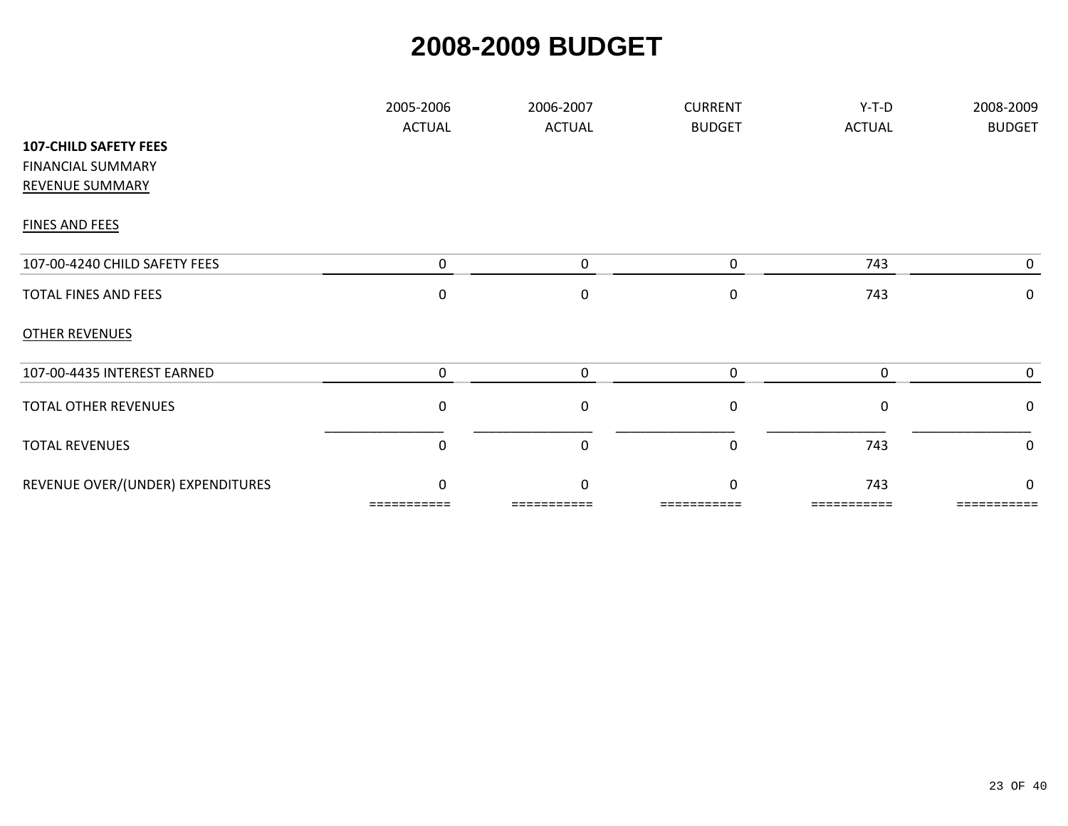# 2008-2009 BUDGET

| | 2005-2006 ACTUAL | 2006-2007 ACTUAL | CURRENT BUDGET | Y-T-D ACTUAL | 2008-2009 BUDGET |
|---|---|---|---|---|---|
| **107-CHILD SAFETY FEES** | | | | | |
| FINANCIAL SUMMARY | | | | | |
| REVENUE SUMMARY | | | | | |
| FINES AND FEES | | | | | |
| 107-00-4240 CHILD SAFETY FEES | 0 | 0 | 0 | 743 | 0 |
| TOTAL FINES AND FEES | 0 | 0 | 0 | 743 | 0 |
| OTHER REVENUES | | | | | |
| 107-00-4435 INTEREST EARNED | 0 | 0 | 0 | 0 | 0 |
| TOTAL OTHER REVENUES | 0 | 0 | 0 | 0 | 0 |
| TOTAL REVENUES | 0 | 0 | 0 | 743 | 0 |
| REVENUE OVER/(UNDER) EXPENDITURES | 0 | 0 | 0 | 743 | 0 |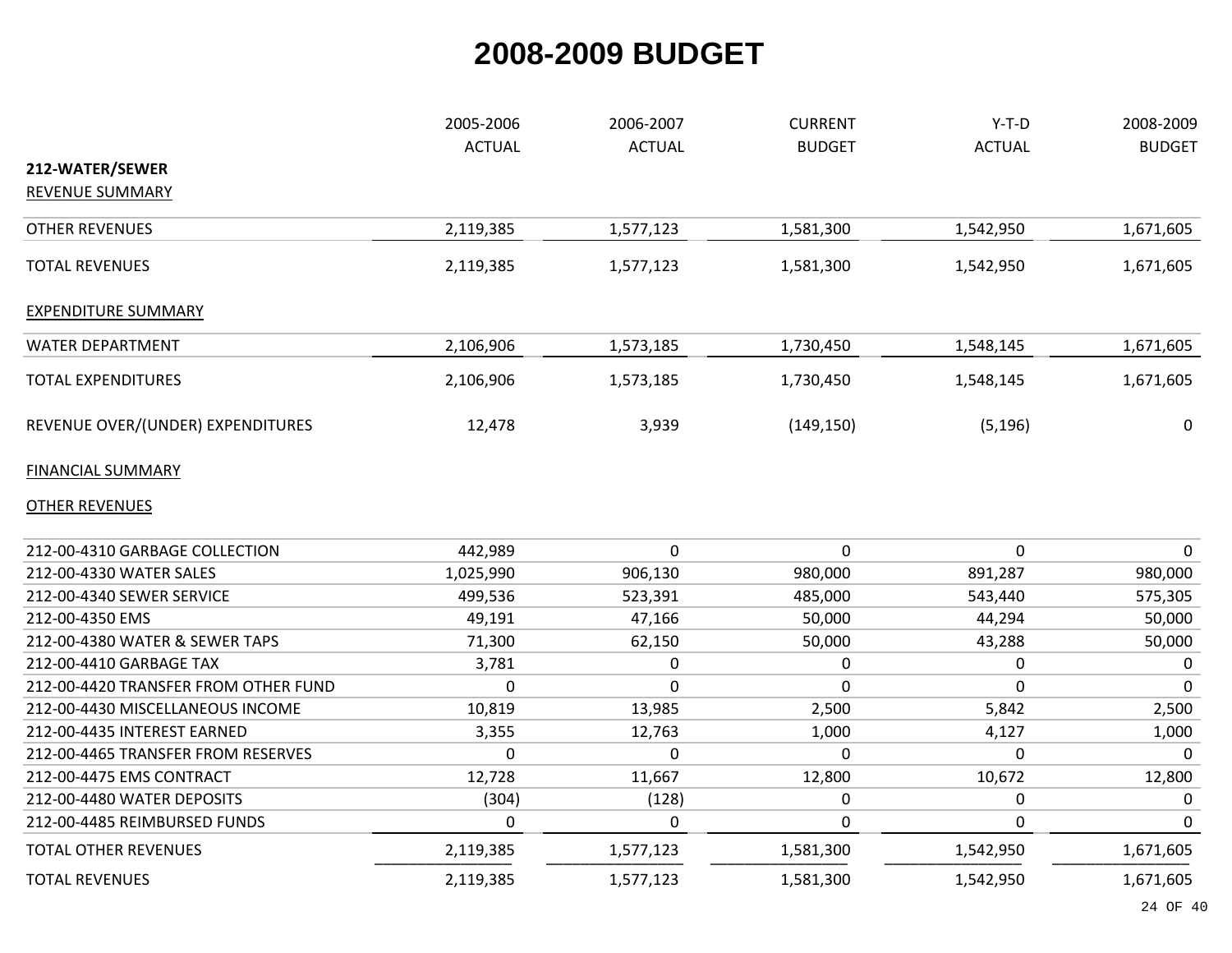# 2008-2009 BUDGET

| 212-WATER/SEWER | 2005-2006 ACTUAL | 2006-2007 ACTUAL | CURRENT BUDGET | Y-T-D ACTUAL | 2008-2009 BUDGET |
|---|---|---|---|---|---|
| REVENUE SUMMARY | | | | | |
| OTHER REVENUES | 2,119,385 | 1,577,123 | 1,581,300 | 1,542,950 | 1,671,605 |
| TOTAL REVENUES | 2,119,385 | 1,577,123 | 1,581,300 | 1,542,950 | 1,671,605 |
| EXPENDITURE SUMMARY | | | | | |
| WATER DEPARTMENT | 2,106,906 | 1,573,185 | 1,730,450 | 1,548,145 | 1,671,605 |
| TOTAL EXPENDITURES | 2,106,906 | 1,573,185 | 1,730,450 | 1,548,145 | 1,671,605 |
| REVENUE OVER/(UNDER) EXPENDITURES | 12,478 | 3,939 | (149,150) | (5,196) | 0 |

FINANCIAL SUMMARY

| OTHER REVENUES | 2005-2006 ACTUAL | 2006-2007 ACTUAL | CURRENT BUDGET | Y-T-D ACTUAL | 2008-2009 BUDGET |
|---|---|---|---|---|---|
| 212-00-4310 GARBAGE COLLECTION | 442,989 | 0 | 0 | 0 | 0 |
| 212-00-4330 WATER SALES | 1,025,990 | 906,130 | 980,000 | 891,287 | 980,000 |
| 212-00-4340 SEWER SERVICE | 499,536 | 523,391 | 485,000 | 543,440 | 575,305 |
| 212-00-4350 EMS | 49,191 | 47,166 | 50,000 | 44,294 | 50,000 |
| 212-00-4380 WATER & SEWER TAPS | 71,300 | 62,150 | 50,000 | 43,288 | 50,000 |
| 212-00-4410 GARBAGE TAX | 3,781 | 0 | 0 | 0 | 0 |
| 212-00-4420 TRANSFER FROM OTHER FUND | 0 | 0 | 0 | 0 | 0 |
| 212-00-4430 MISCELLANEOUS INCOME | 10,819 | 13,985 | 2,500 | 5,842 | 2,500 |
| 212-00-4435 INTEREST EARNED | 3,355 | 12,763 | 1,000 | 4,127 | 1,000 |
| 212-00-4465 TRANSFER FROM RESERVES | 0 | 0 | 0 | 0 | 0 |
| 212-00-4475 EMS CONTRACT | 12,728 | 11,667 | 12,800 | 10,672 | 12,800 |
| 212-00-4480 WATER DEPOSITS | (304) | (128) | 0 | 0 | 0 |
| 212-00-4485 REIMBURSED FUNDS | 0 | 0 | 0 | 0 | 0 |
| TOTAL OTHER REVENUES | 2,119,385 | 1,577,123 | 1,581,300 | 1,542,950 | 1,671,605 |
| TOTAL REVENUES | 2,119,385 | 1,577,123 | 1,581,300 | 1,542,950 | 1,671,605 |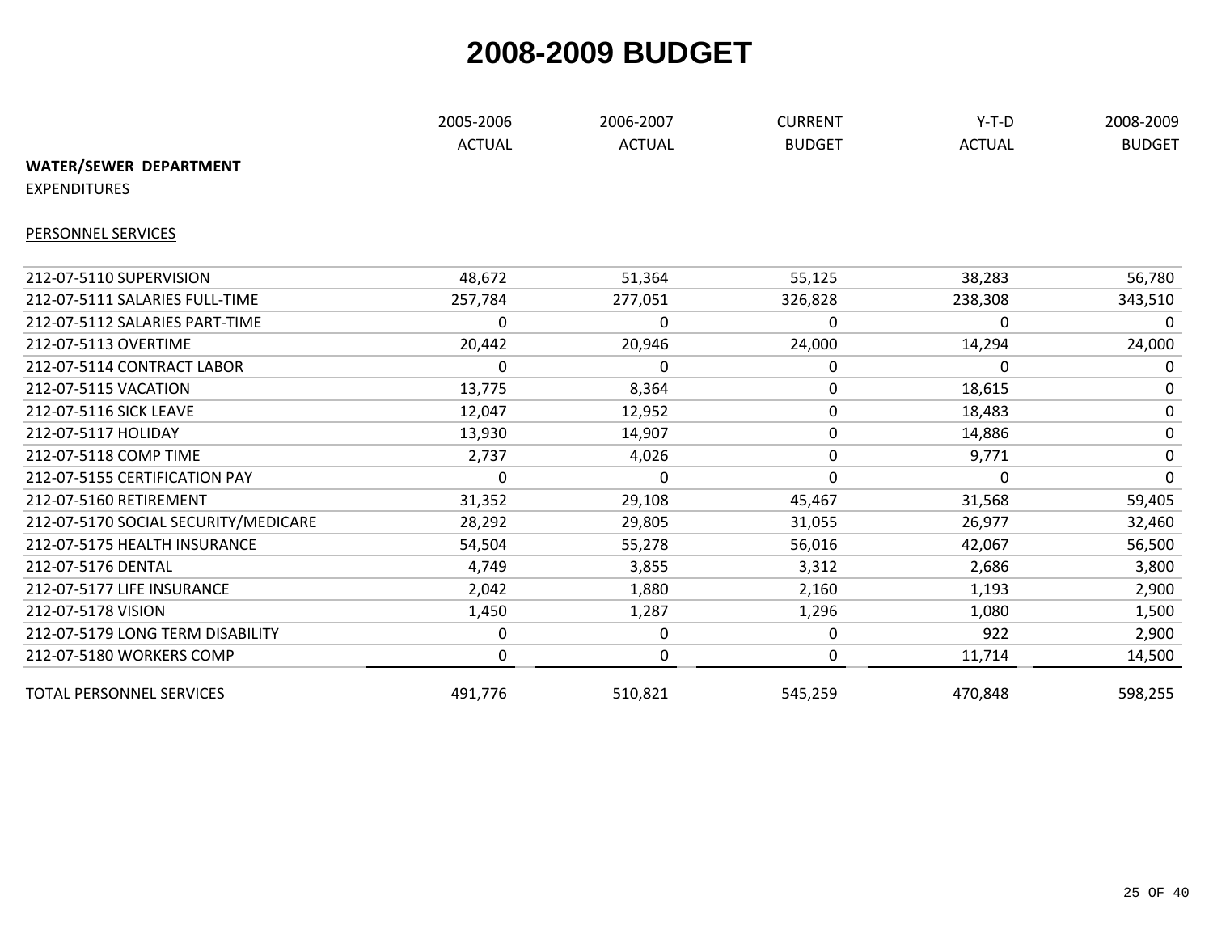# 2008-2009 BUDGET

| | 2005-2006 ACTUAL | 2006-2007 ACTUAL | CURRENT BUDGET | Y-T-D ACTUAL | 2008-2009 BUDGET |
|---|---|---|---|---|---|
| **WATER/SEWER DEPARTMENT** | | | | | |
| EXPENDITURES | | | | | |
| PERSONNEL SERVICES | | | | | |
| 212-07-5110 SUPERVISION | 48,672 | 51,364 | 55,125 | 38,283 | 56,780 |
| 212-07-5111 SALARIES FULL-TIME | 257,784 | 277,051 | 326,828 | 238,308 | 343,510 |
| 212-07-5112 SALARIES PART-TIME | 0 | 0 | 0 | 0 | 0 |
| 212-07-5113 OVERTIME | 20,442 | 20,946 | 24,000 | 14,294 | 24,000 |
| 212-07-5114 CONTRACT LABOR | 0 | 0 | 0 | 0 | 0 |
| 212-07-5115 VACATION | 13,775 | 8,364 | 0 | 18,615 | 0 |
| 212-07-5116 SICK LEAVE | 12,047 | 12,952 | 0 | 18,483 | 0 |
| 212-07-5117 HOLIDAY | 13,930 | 14,907 | 0 | 14,886 | 0 |
| 212-07-5118 COMP TIME | 2,737 | 4,026 | 0 | 9,771 | 0 |
| 212-07-5155 CERTIFICATION PAY | 0 | 0 | 0 | 0 | 0 |
| 212-07-5160 RETIREMENT | 31,352 | 29,108 | 45,467 | 31,568 | 59,405 |
| 212-07-5170 SOCIAL SECURITY/MEDICARE | 28,292 | 29,805 | 31,055 | 26,977 | 32,460 |
| 212-07-5175 HEALTH INSURANCE | 54,504 | 55,278 | 56,016 | 42,067 | 56,500 |
| 212-07-5176 DENTAL | 4,749 | 3,855 | 3,312 | 2,686 | 3,800 |
| 212-07-5177 LIFE INSURANCE | 2,042 | 1,880 | 2,160 | 1,193 | 2,900 |
| 212-07-5178 VISION | 1,450 | 1,287 | 1,296 | 1,080 | 1,500 |
| 212-07-5179 LONG TERM DISABILITY | 0 | 0 | 0 | 922 | 2,900 |
| 212-07-5180 WORKERS COMP | 0 | 0 | 0 | 11,714 | 14,500 |
| TOTAL PERSONNEL SERVICES | 491,776 | 510,821 | 545,259 | 470,848 | 598,255 |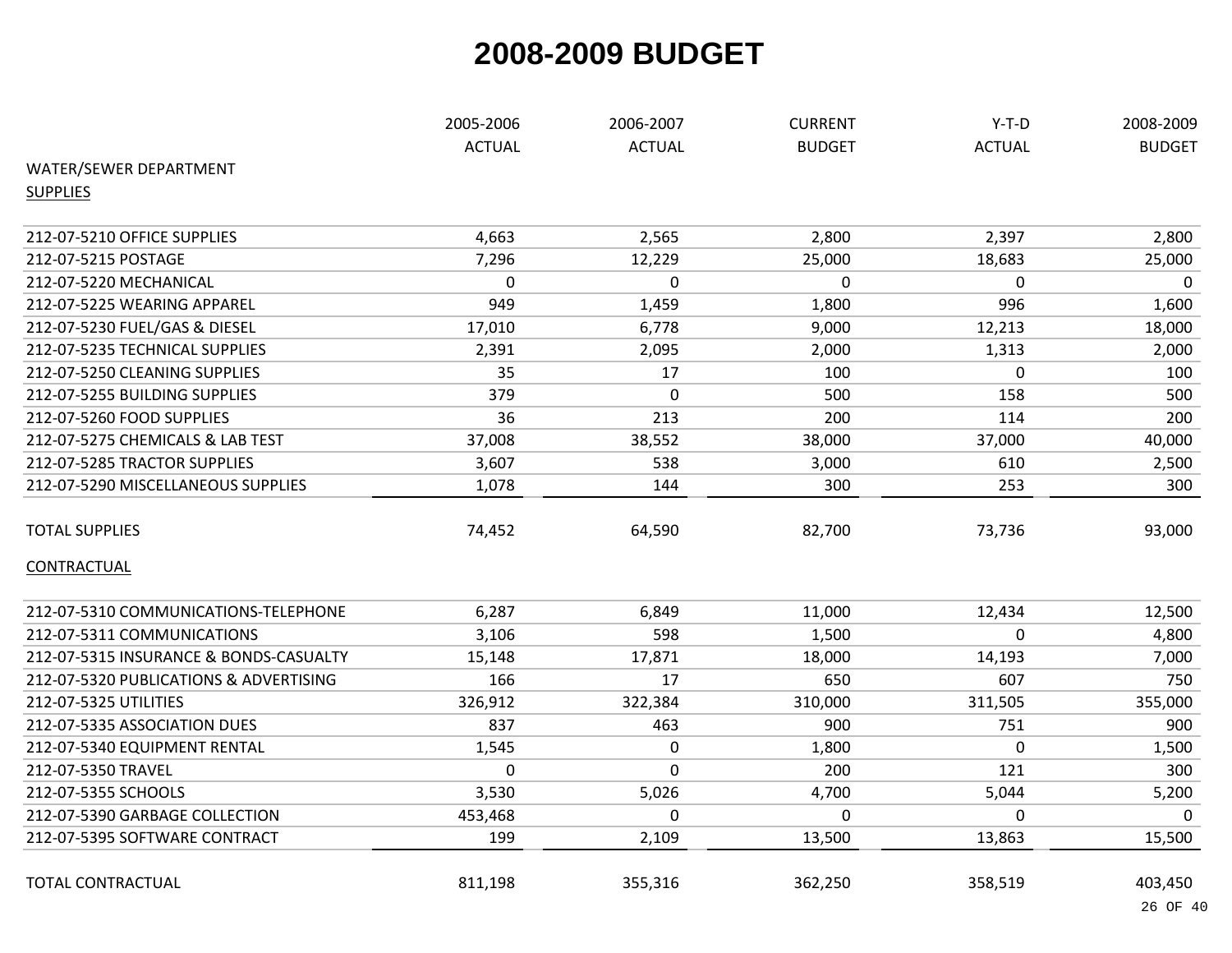# 2008-2009 BUDGET

| WATER/SEWER DEPARTMENT | 2005-2006 ACTUAL | 2006-2007 ACTUAL | CURRENT BUDGET | Y-T-D ACTUAL | 2008-2009 BUDGET |
|---|---|---|---|---|---|
| SUPPLIES | | | | | |
| 212-07-5210 OFFICE SUPPLIES | 4,663 | 2,565 | 2,800 | 2,397 | 2,800 |
| 212-07-5215 POSTAGE | 7,296 | 12,229 | 25,000 | 18,683 | 25,000 |
| 212-07-5220 MECHANICAL | 0 | 0 | 0 | 0 | 0 |
| 212-07-5225 WEARING APPAREL | 949 | 1,459 | 1,800 | 996 | 1,600 |
| 212-07-5230 FUEL/GAS & DIESEL | 17,010 | 6,778 | 9,000 | 12,213 | 18,000 |
| 212-07-5235 TECHNICAL SUPPLIES | 2,391 | 2,095 | 2,000 | 1,313 | 2,000 |
| 212-07-5250 CLEANING SUPPLIES | 35 | 17 | 100 | 0 | 100 |
| 212-07-5255 BUILDING SUPPLIES | 379 | 0 | 500 | 158 | 500 |
| 212-07-5260 FOOD SUPPLIES | 36 | 213 | 200 | 114 | 200 |
| 212-07-5275 CHEMICALS & LAB TEST | 37,008 | 38,552 | 38,000 | 37,000 | 40,000 |
| 212-07-5285 TRACTOR SUPPLIES | 3,607 | 538 | 3,000 | 610 | 2,500 |
| 212-07-5290 MISCELLANEOUS SUPPLIES | 1,078 | 144 | 300 | 253 | 300 |
| TOTAL SUPPLIES | 74,452 | 64,590 | 82,700 | 73,736 | 93,000 |
| CONTRACTUAL | | | | | |
| 212-07-5310 COMMUNICATIONS-TELEPHONE | 6,287 | 6,849 | 11,000 | 12,434 | 12,500 |
| 212-07-5311 COMMUNICATIONS | 3,106 | 598 | 1,500 | 0 | 4,800 |
| 212-07-5315 INSURANCE & BONDS-CASUALTY | 15,148 | 17,871 | 18,000 | 14,193 | 7,000 |
| 212-07-5320 PUBLICATIONS & ADVERTISING | 166 | 17 | 650 | 607 | 750 |
| 212-07-5325 UTILITIES | 326,912 | 322,384 | 310,000 | 311,505 | 355,000 |
| 212-07-5335 ASSOCIATION DUES | 837 | 463 | 900 | 751 | 900 |
| 212-07-5340 EQUIPMENT RENTAL | 1,545 | 0 | 1,800 | 0 | 1,500 |
| 212-07-5350 TRAVEL | 0 | 0 | 200 | 121 | 300 |
| 212-07-5355 SCHOOLS | 3,530 | 5,026 | 4,700 | 5,044 | 5,200 |
| 212-07-5390 GARBAGE COLLECTION | 453,468 | 0 | 0 | 0 | 0 |
| 212-07-5395 SOFTWARE CONTRACT | 199 | 2,109 | 13,500 | 13,863 | 15,500 |
| TOTAL CONTRACTUAL | 811,198 | 355,316 | 362,250 | 358,519 | 403,450 |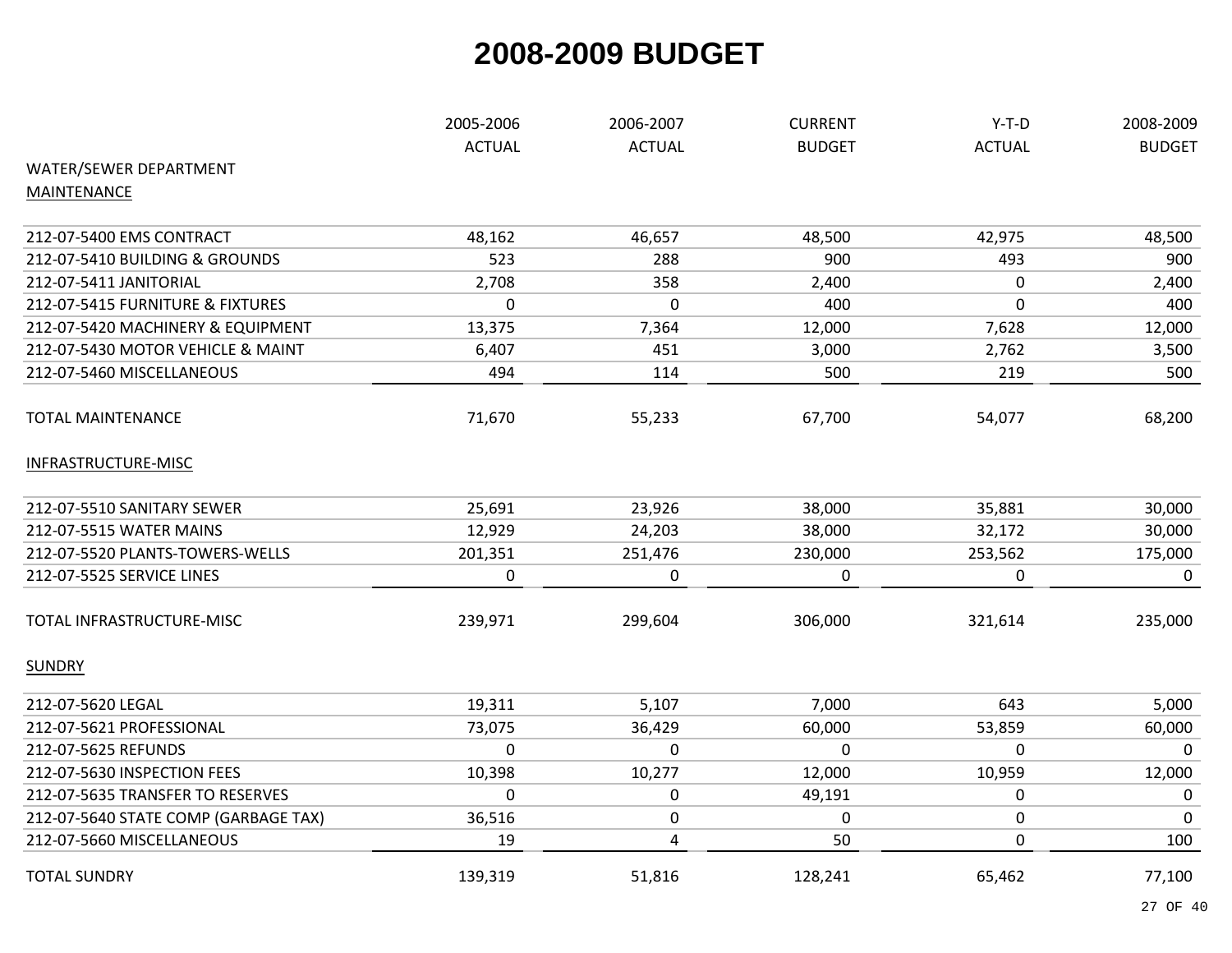# 2008-2009 BUDGET

| | 2005-2006 ACTUAL | 2006-2007 ACTUAL | CURRENT BUDGET | Y-T-D ACTUAL | 2008-2009 BUDGET |
|---|---|---|---|---|---|
| WATER/SEWER DEPARTMENT | | | | | |
| MAINTENANCE | | | | | |
| 212-07-5400 EMS CONTRACT | 48,162 | 46,657 | 48,500 | 42,975 | 48,500 |
| 212-07-5410 BUILDING & GROUNDS | 523 | 288 | 900 | 493 | 900 |
| 212-07-5411 JANITORIAL | 2,708 | 358 | 2,400 | 0 | 2,400 |
| 212-07-5415 FURNITURE & FIXTURES | 0 | 0 | 400 | 0 | 400 |
| 212-07-5420 MACHINERY & EQUIPMENT | 13,375 | 7,364 | 12,000 | 7,628 | 12,000 |
| 212-07-5430 MOTOR VEHICLE & MAINT | 6,407 | 451 | 3,000 | 2,762 | 3,500 |
| 212-07-5460 MISCELLANEOUS | 494 | 114 | 500 | 219 | 500 |
| TOTAL MAINTENANCE | 71,670 | 55,233 | 67,700 | 54,077 | 68,200 |
| INFRASTRUCTURE-MISC | | | | | |
| 212-07-5510 SANITARY SEWER | 25,691 | 23,926 | 38,000 | 35,881 | 30,000 |
| 212-07-5515 WATER MAINS | 12,929 | 24,203 | 38,000 | 32,172 | 30,000 |
| 212-07-5520 PLANTS-TOWERS-WELLS | 201,351 | 251,476 | 230,000 | 253,562 | 175,000 |
| 212-07-5525 SERVICE LINES | 0 | 0 | 0 | 0 | 0 |
| TOTAL INFRASTRUCTURE-MISC | 239,971 | 299,604 | 306,000 | 321,614 | 235,000 |
| SUNDRY | | | | | |
| 212-07-5620 LEGAL | 19,311 | 5,107 | 7,000 | 643 | 5,000 |
| 212-07-5621 PROFESSIONAL | 73,075 | 36,429 | 60,000 | 53,859 | 60,000 |
| 212-07-5625 REFUNDS | 0 | 0 | 0 | 0 | 0 |
| 212-07-5630 INSPECTION FEES | 10,398 | 10,277 | 12,000 | 10,959 | 12,000 |
| 212-07-5635 TRANSFER TO RESERVES | 0 | 0 | 49,191 | 0 | 0 |
| 212-07-5640 STATE COMP (GARBAGE TAX) | 36,516 | 0 | 0 | 0 | 0 |
| 212-07-5660 MISCELLANEOUS | 19 | 4 | 50 | 0 | 100 |
| TOTAL SUNDRY | 139,319 | 51,816 | 128,241 | 65,462 | 77,100 |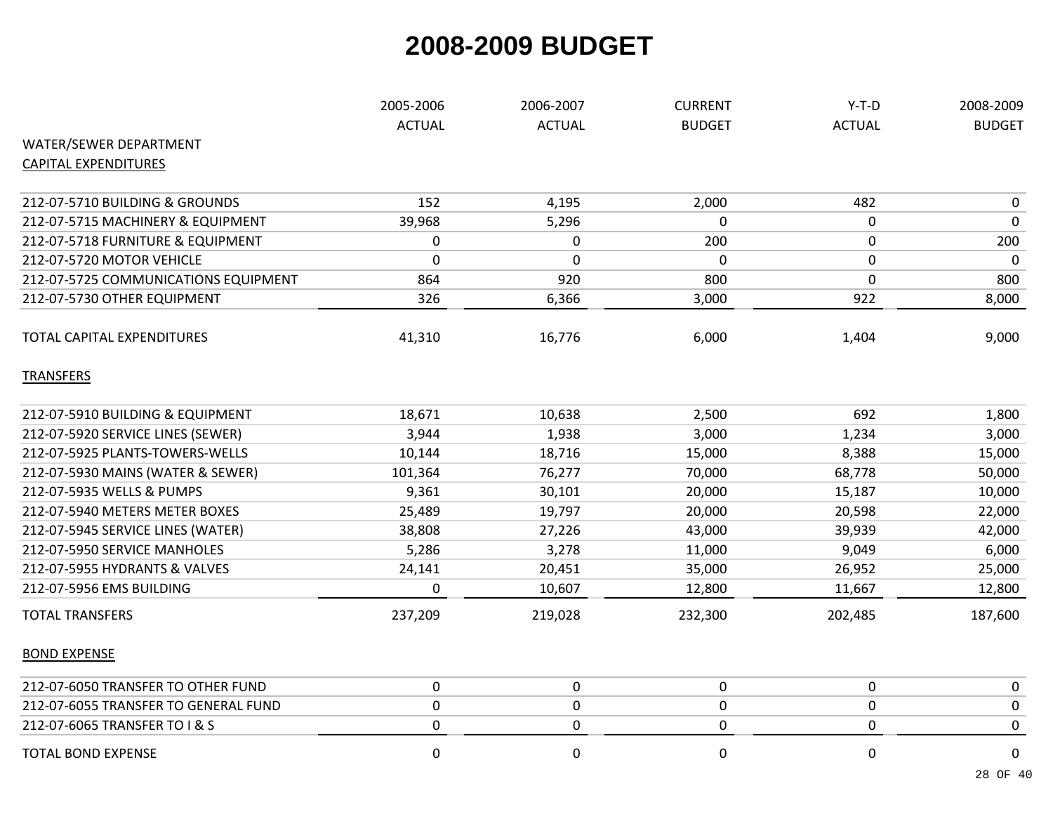# 2008-2009 BUDGET

| | 2005-2006 ACTUAL | 2006-2007 ACTUAL | CURRENT BUDGET | Y-T-D ACTUAL | 2008-2009 BUDGET |
|---|---|---|---|---|---|
| WATER/SEWER DEPARTMENT | | | | | |
| CAPITAL EXPENDITURES | | | | | |
| 212-07-5710 BUILDING & GROUNDS | 152 | 4,195 | 2,000 | 482 | 0 |
| 212-07-5715 MACHINERY & EQUIPMENT | 39,968 | 5,296 | 0 | 0 | 0 |
| 212-07-5718 FURNITURE & EQUIPMENT | 0 | 0 | 200 | 0 | 200 |
| 212-07-5720 MOTOR VEHICLE | 0 | 0 | 0 | 0 | 0 |
| 212-07-5725 COMMUNICATIONS EQUIPMENT | 864 | 920 | 800 | 0 | 800 |
| 212-07-5730 OTHER EQUIPMENT | 326 | 6,366 | 3,000 | 922 | 8,000 |
| TOTAL CAPITAL EXPENDITURES | 41,310 | 16,776 | 6,000 | 1,404 | 9,000 |
| TRANSFERS | | | | | |
| 212-07-5910 BUILDING & EQUIPMENT | 18,671 | 10,638 | 2,500 | 692 | 1,800 |
| 212-07-5920 SERVICE LINES (SEWER) | 3,944 | 1,938 | 3,000 | 1,234 | 3,000 |
| 212-07-5925 PLANTS-TOWERS-WELLS | 10,144 | 18,716 | 15,000 | 8,388 | 15,000 |
| 212-07-5930 MAINS (WATER & SEWER) | 101,364 | 76,277 | 70,000 | 68,778 | 50,000 |
| 212-07-5935 WELLS & PUMPS | 9,361 | 30,101 | 20,000 | 15,187 | 10,000 |
| 212-07-5940 METERS METER BOXES | 25,489 | 19,797 | 20,000 | 20,598 | 22,000 |
| 212-07-5945 SERVICE LINES (WATER) | 38,808 | 27,226 | 43,000 | 39,939 | 42,000 |
| 212-07-5950 SERVICE MANHOLES | 5,286 | 3,278 | 11,000 | 9,049 | 6,000 |
| 212-07-5955 HYDRANTS & VALVES | 24,141 | 20,451 | 35,000 | 26,952 | 25,000 |
| 212-07-5956 EMS BUILDING | 0 | 10,607 | 12,800 | 11,667 | 12,800 |
| TOTAL TRANSFERS | 237,209 | 219,028 | 232,300 | 202,485 | 187,600 |
| BOND EXPENSE | | | | | |
| 212-07-6050 TRANSFER TO OTHER FUND | 0 | 0 | 0 | 0 | 0 |
| 212-07-6055 TRANSFER TO GENERAL FUND | 0 | 0 | 0 | 0 | 0 |
| 212-07-6065 TRANSFER TO I & S | 0 | 0 | 0 | 0 | 0 |
| TOTAL BOND EXPENSE | 0 | 0 | 0 | 0 | 0 |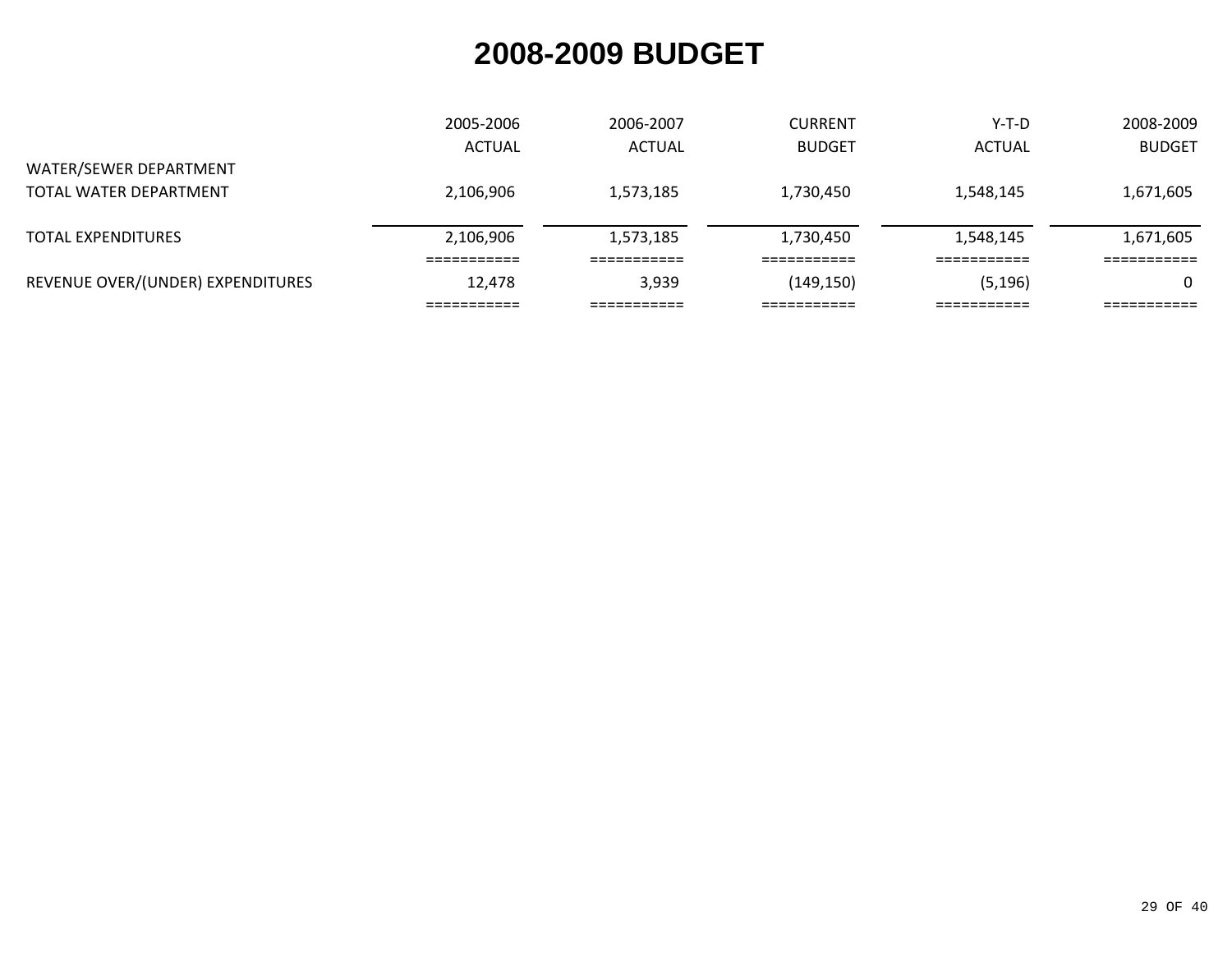# 2008-2009 BUDGET

| | 2005-2006 ACTUAL | 2006-2007 ACTUAL | CURRENT BUDGET | Y-T-D ACTUAL | 2008-2009 BUDGET |
|---|---|---|---|---|---|
| WATER/SEWER DEPARTMENT | | | | | |
| TOTAL WATER DEPARTMENT | 2,106,906 | 1,573,185 | 1,730,450 | 1,548,145 | 1,671,605 |
| TOTAL EXPENDITURES | 2,106,906 | 1,573,185 | 1,730,450 | 1,548,145 | 1,671,605 |
| REVENUE OVER/(UNDER) EXPENDITURES | 12,478 | 3,939 | (149,150) | (5,196) | 0 |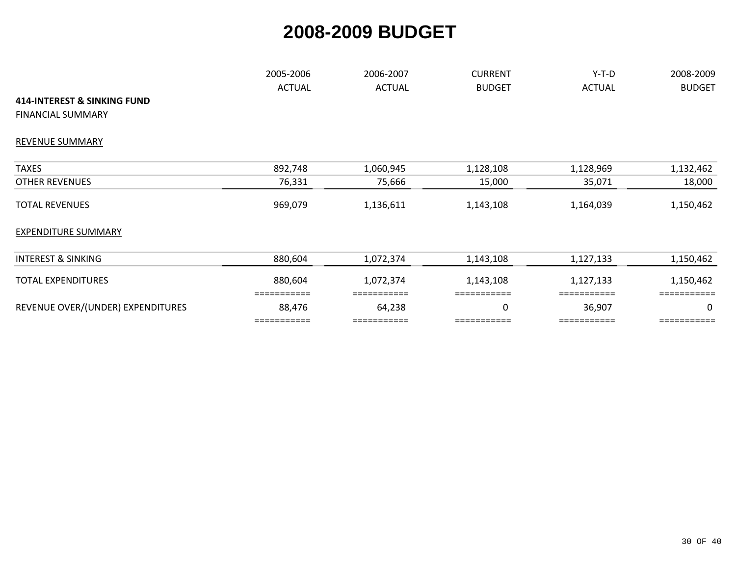# 2008-2009 BUDGET

| | 2005-2006 ACTUAL | 2006-2007 ACTUAL | CURRENT BUDGET | Y-T-D ACTUAL | 2008-2009 BUDGET |
|---|---|---|---|---|---|
| **414-INTEREST & SINKING FUND** | | | | | |
| FINANCIAL SUMMARY | | | | | |
| REVENUE SUMMARY | | | | | |
| TAXES | 892,748 | 1,060,945 | 1,128,108 | 1,128,969 | 1,132,462 |
| OTHER REVENUES | 76,331 | 75,666 | 15,000 | 35,071 | 18,000 |
| TOTAL REVENUES | 969,079 | 1,136,611 | 1,143,108 | 1,164,039 | 1,150,462 |
| EXPENDITURE SUMMARY | | | | | |
| INTEREST & SINKING | 880,604 | 1,072,374 | 1,143,108 | 1,127,133 | 1,150,462 |
| TOTAL EXPENDITURES | 880,604 | 1,072,374 | 1,143,108 | 1,127,133 | 1,150,462 |
| REVENUE OVER/(UNDER) EXPENDITURES | 88,476 | 64,238 | 0 | 36,907 | 0 |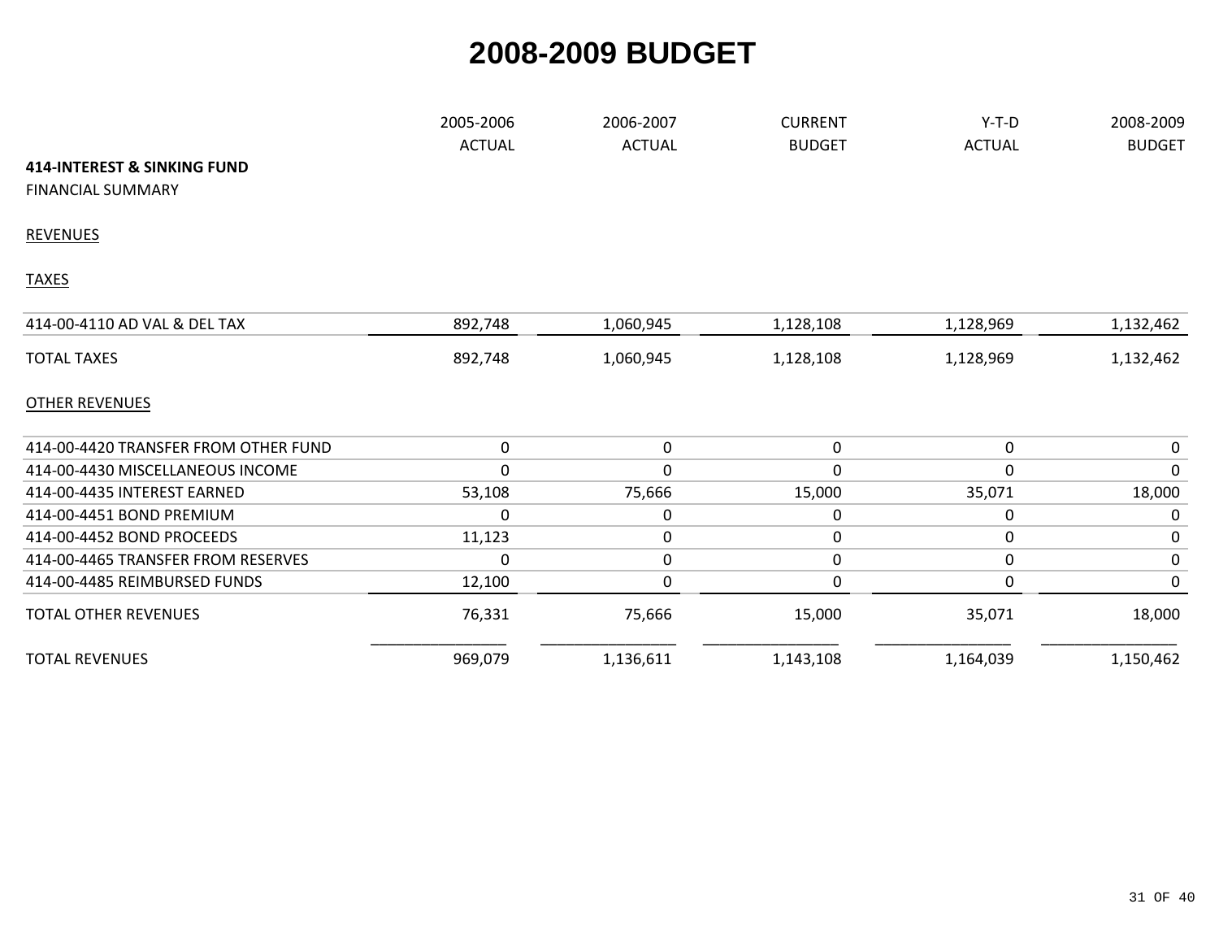# 2008-2009 BUDGET

| 414-INTEREST & SINKING FUND | 2005-2006 ACTUAL | 2006-2007 ACTUAL | CURRENT BUDGET | Y-T-D ACTUAL | 2008-2009 BUDGET |
|---|---|---|---|---|---|
| FINANCIAL SUMMARY | | | | | |
| REVENUES | | | | | |
| TAXES | | | | | |
| 414-00-4110 AD VAL & DEL TAX | 892,748 | 1,060,945 | 1,128,108 | 1,128,969 | 1,132,462 |
| TOTAL TAXES | 892,748 | 1,060,945 | 1,128,108 | 1,128,969 | 1,132,462 |
| OTHER REVENUES | | | | | |
| 414-00-4420 TRANSFER FROM OTHER FUND | 0 | 0 | 0 | 0 | 0 |
| 414-00-4430 MISCELLANEOUS INCOME | 0 | 0 | 0 | 0 | 0 |
| 414-00-4435 INTEREST EARNED | 53,108 | 75,666 | 15,000 | 35,071 | 18,000 |
| 414-00-4451 BOND PREMIUM | 0 | 0 | 0 | 0 | 0 |
| 414-00-4452 BOND PROCEEDS | 11,123 | 0 | 0 | 0 | 0 |
| 414-00-4465 TRANSFER FROM RESERVES | 0 | 0 | 0 | 0 | 0 |
| 414-00-4485 REIMBURSED FUNDS | 12,100 | 0 | 0 | 0 | 0 |
| TOTAL OTHER REVENUES | 76,331 | 75,666 | 15,000 | 35,071 | 18,000 |
| TOTAL REVENUES | 969,079 | 1,136,611 | 1,143,108 | 1,164,039 | 1,150,462 |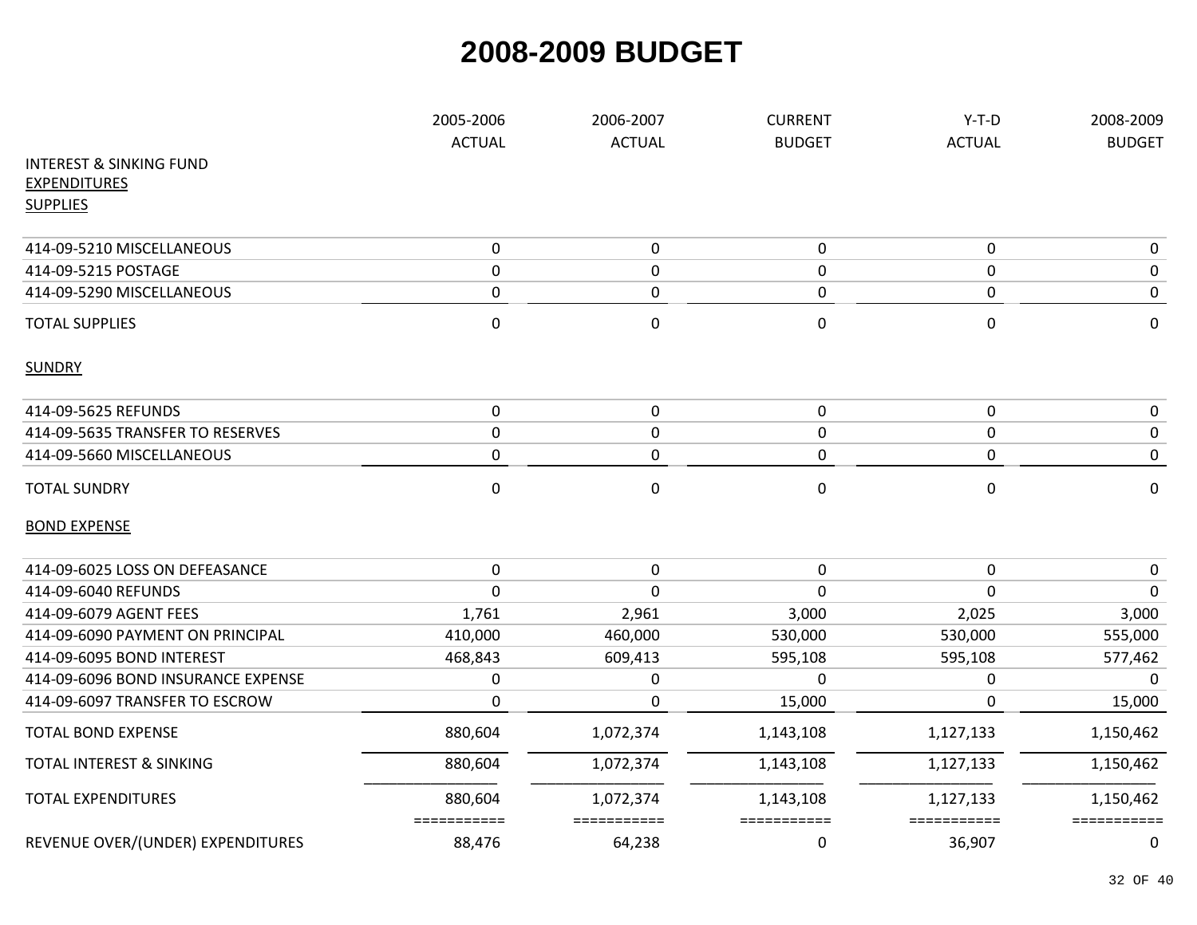# 2008-2009 BUDGET

| INTEREST & SINKING FUND | 2005-2006 ACTUAL | 2006-2007 ACTUAL | CURRENT BUDGET | Y-T-D ACTUAL | 2008-2009 BUDGET |
|---|---|---|---|---|---|
| EXPENDITURES | | | | | |
| SUPPLIES | | | | | |
| 414-09-5210 MISCELLANEOUS | 0 | 0 | 0 | 0 | 0 |
| 414-09-5215 POSTAGE | 0 | 0 | 0 | 0 | 0 |
| 414-09-5290 MISCELLANEOUS | 0 | 0 | 0 | 0 | 0 |
| TOTAL SUPPLIES | 0 | 0 | 0 | 0 | 0 |
| SUNDRY | | | | | |
| 414-09-5625 REFUNDS | 0 | 0 | 0 | 0 | 0 |
| 414-09-5635 TRANSFER TO RESERVES | 0 | 0 | 0 | 0 | 0 |
| 414-09-5660 MISCELLANEOUS | 0 | 0 | 0 | 0 | 0 |
| TOTAL SUNDRY | 0 | 0 | 0 | 0 | 0 |
| BOND EXPENSE | | | | | |
| 414-09-6025 LOSS ON DEFEASANCE | 0 | 0 | 0 | 0 | 0 |
| 414-09-6040 REFUNDS | 0 | 0 | 0 | 0 | 0 |
| 414-09-6079 AGENT FEES | 1,761 | 2,961 | 3,000 | 2,025 | 3,000 |
| 414-09-6090 PAYMENT ON PRINCIPAL | 410,000 | 460,000 | 530,000 | 530,000 | 555,000 |
| 414-09-6095 BOND INTEREST | 468,843 | 609,413 | 595,108 | 595,108 | 577,462 |
| 414-09-6096 BOND INSURANCE EXPENSE | 0 | 0 | 0 | 0 | 0 |
| 414-09-6097 TRANSFER TO ESCROW | 0 | 0 | 15,000 | 0 | 15,000 |
| TOTAL BOND EXPENSE | 880,604 | 1,072,374 | 1,143,108 | 1,127,133 | 1,150,462 |
| TOTAL INTEREST & SINKING | 880,604 | 1,072,374 | 1,143,108 | 1,127,133 | 1,150,462 |
| TOTAL EXPENDITURES | 880,604 | 1,072,374 | 1,143,108 | 1,127,133 | 1,150,462 |
| REVENUE OVER/(UNDER) EXPENDITURES | 88,476 | 64,238 | 0 | 36,907 | 0 |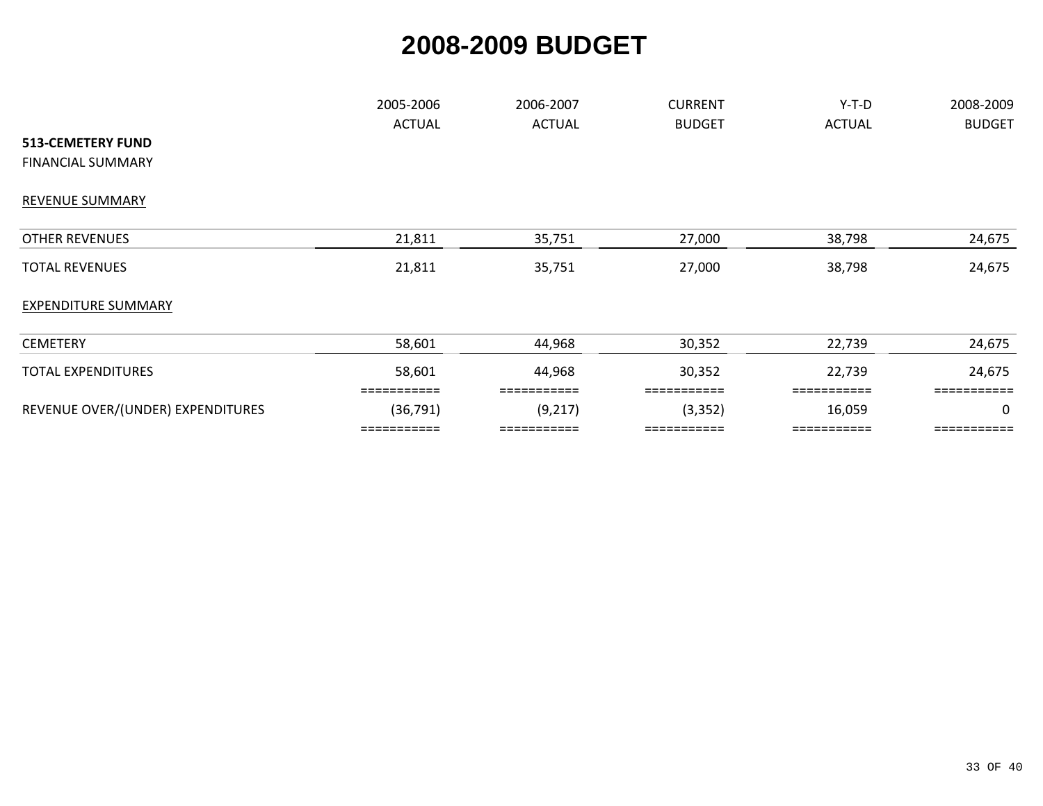# 2008-2009 BUDGET

| 513-CEMETERY FUND<br>FINANCIAL SUMMARY | 2005-2006 ACTUAL | 2006-2007 ACTUAL | CURRENT BUDGET | Y-T-D ACTUAL | 2008-2009 BUDGET |
|---|---|---|---|---|---|
| REVENUE SUMMARY | | | | | |
| OTHER REVENUES | 21,811 | 35,751 | 27,000 | 38,798 | 24,675 |
| TOTAL REVENUES | 21,811 | 35,751 | 27,000 | 38,798 | 24,675 |
| EXPENDITURE SUMMARY | | | | | |
| CEMETERY | 58,601 | 44,968 | 30,352 | 22,739 | 24,675 |
| TOTAL EXPENDITURES | 58,601 | 44,968 | 30,352 | 22,739 | 24,675 |
| REVENUE OVER/(UNDER) EXPENDITURES | (36,791) | (9,217) | (3,352) | 16,059 | 0 |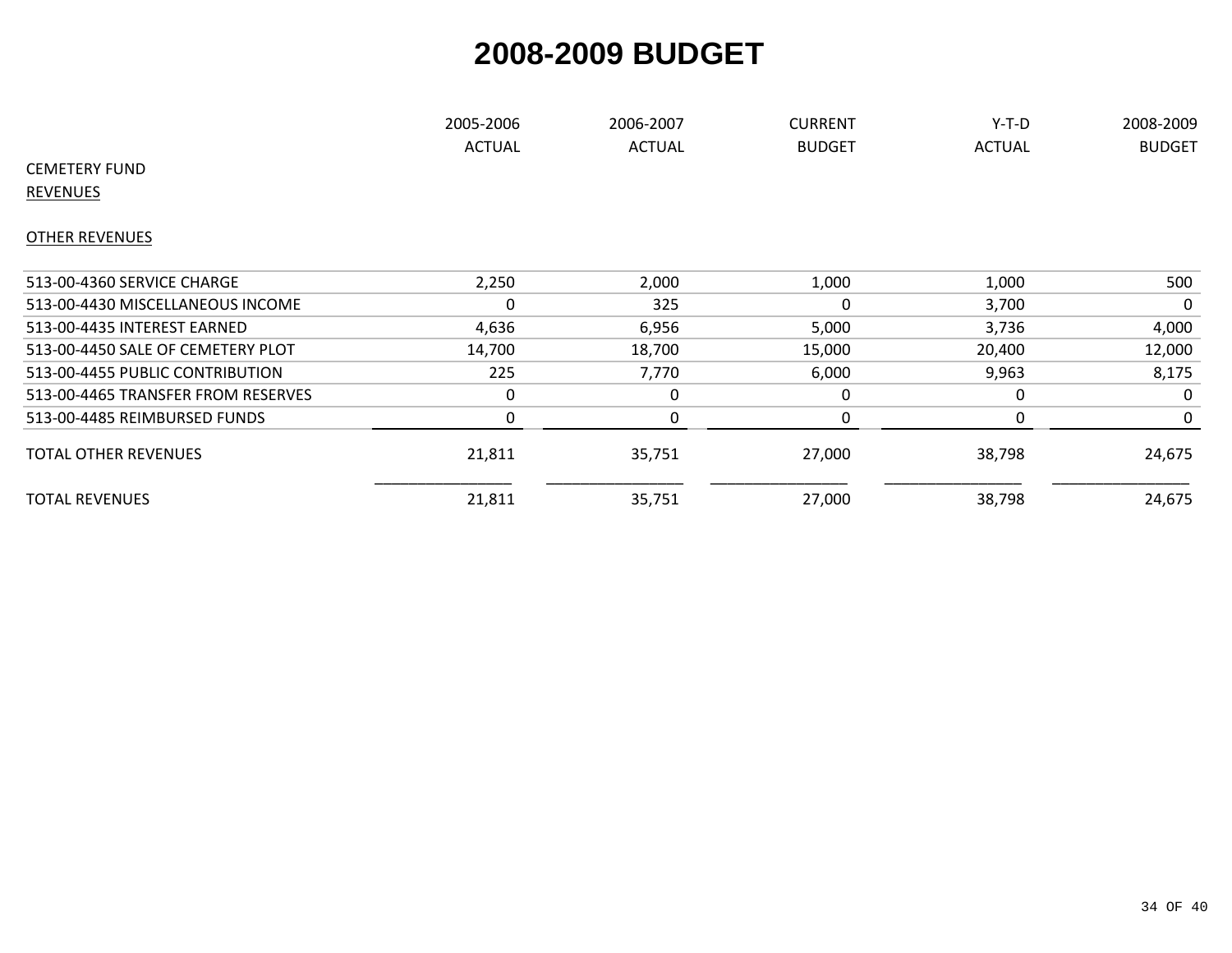# 2008-2009 BUDGET

| | 2005-2006 ACTUAL | 2006-2007 ACTUAL | CURRENT BUDGET | Y-T-D ACTUAL | 2008-2009 BUDGET |
|---|---|---|---|---|---|
| CEMETERY FUND | | | | | |
| REVENUES | | | | | |
| OTHER REVENUES | | | | | |
| 513-00-4360 SERVICE CHARGE | 2,250 | 2,000 | 1,000 | 1,000 | 500 |
| 513-00-4430 MISCELLANEOUS INCOME | 0 | 325 | 0 | 3,700 | 0 |
| 513-00-4435 INTEREST EARNED | 4,636 | 6,956 | 5,000 | 3,736 | 4,000 |
| 513-00-4450 SALE OF CEMETERY PLOT | 14,700 | 18,700 | 15,000 | 20,400 | 12,000 |
| 513-00-4455 PUBLIC CONTRIBUTION | 225 | 7,770 | 6,000 | 9,963 | 8,175 |
| 513-00-4465 TRANSFER FROM RESERVES | 0 | 0 | 0 | 0 | 0 |
| 513-00-4485 REIMBURSED FUNDS | 0 | 0 | 0 | 0 | 0 |
| TOTAL OTHER REVENUES | 21,811 | 35,751 | 27,000 | 38,798 | 24,675 |
| TOTAL REVENUES | 21,811 | 35,751 | 27,000 | 38,798 | 24,675 |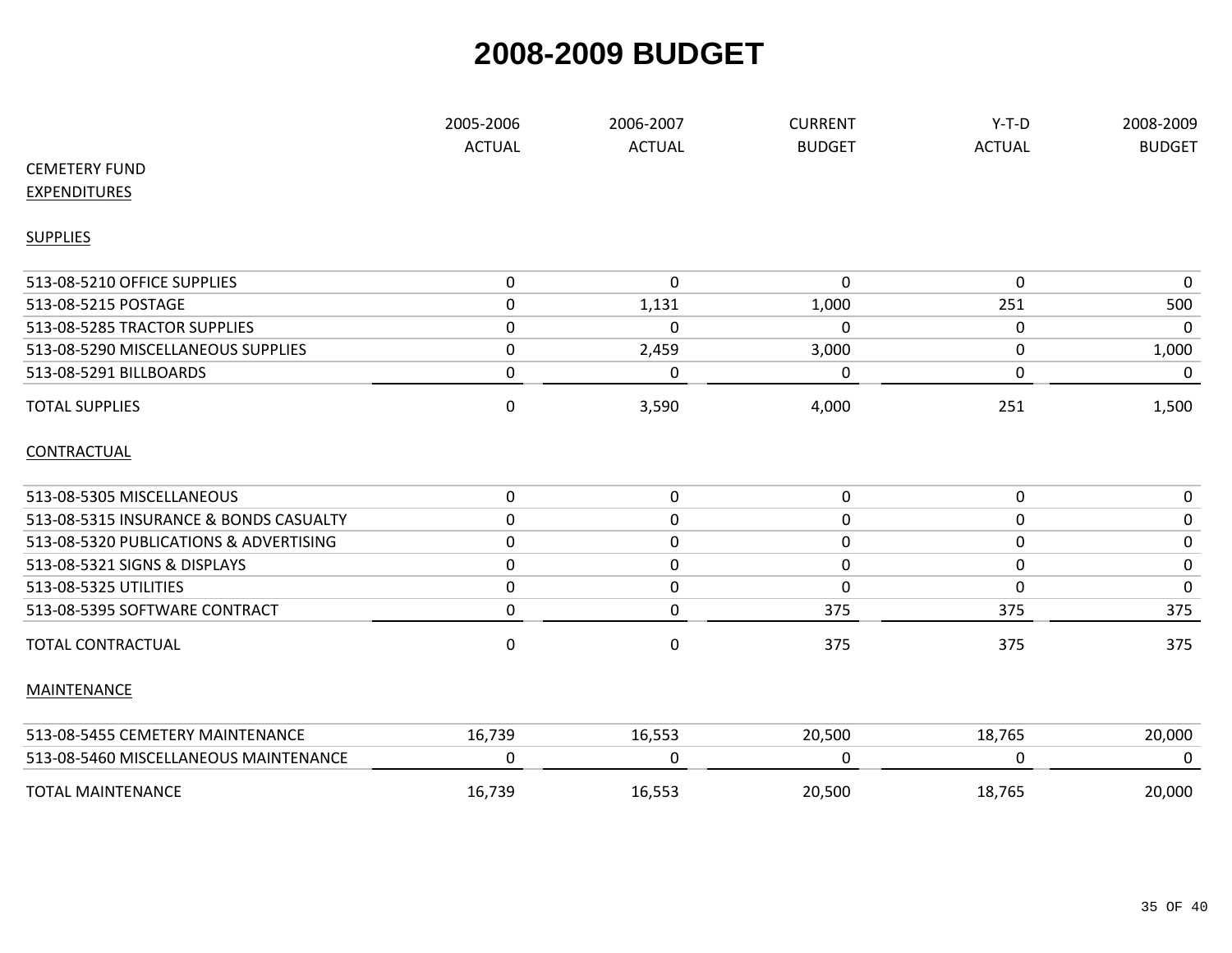# 2008-2009 BUDGET

| | 2005-2006 ACTUAL | 2006-2007 ACTUAL | CURRENT BUDGET | Y-T-D ACTUAL | 2008-2009 BUDGET |
|---|---|---|---|---|---|
| CEMETERY FUND | | | | | |
| EXPENDITURES | | | | | |
| SUPPLIES | | | | | |
| 513-08-5210 OFFICE SUPPLIES | 0 | 0 | 0 | 0 | 0 |
| 513-08-5215 POSTAGE | 0 | 1,131 | 1,000 | 251 | 500 |
| 513-08-5285 TRACTOR SUPPLIES | 0 | 0 | 0 | 0 | 0 |
| 513-08-5290 MISCELLANEOUS SUPPLIES | 0 | 2,459 | 3,000 | 0 | 1,000 |
| 513-08-5291 BILLBOARDS | 0 | 0 | 0 | 0 | 0 |
| TOTAL SUPPLIES | 0 | 3,590 | 4,000 | 251 | 1,500 |
| CONTRACTUAL | | | | | |
| 513-08-5305 MISCELLANEOUS | 0 | 0 | 0 | 0 | 0 |
| 513-08-5315 INSURANCE & BONDS CASUALTY | 0 | 0 | 0 | 0 | 0 |
| 513-08-5320 PUBLICATIONS & ADVERTISING | 0 | 0 | 0 | 0 | 0 |
| 513-08-5321 SIGNS & DISPLAYS | 0 | 0 | 0 | 0 | 0 |
| 513-08-5325 UTILITIES | 0 | 0 | 0 | 0 | 0 |
| 513-08-5395 SOFTWARE CONTRACT | 0 | 0 | 375 | 375 | 375 |
| TOTAL CONTRACTUAL | 0 | 0 | 375 | 375 | 375 |
| MAINTENANCE | | | | | |
| 513-08-5455 CEMETERY MAINTENANCE | 16,739 | 16,553 | 20,500 | 18,765 | 20,000 |
| 513-08-5460 MISCELLANEOUS MAINTENANCE | 0 | 0 | 0 | 0 | 0 |
| TOTAL MAINTENANCE | 16,739 | 16,553 | 20,500 | 18,765 | 20,000 |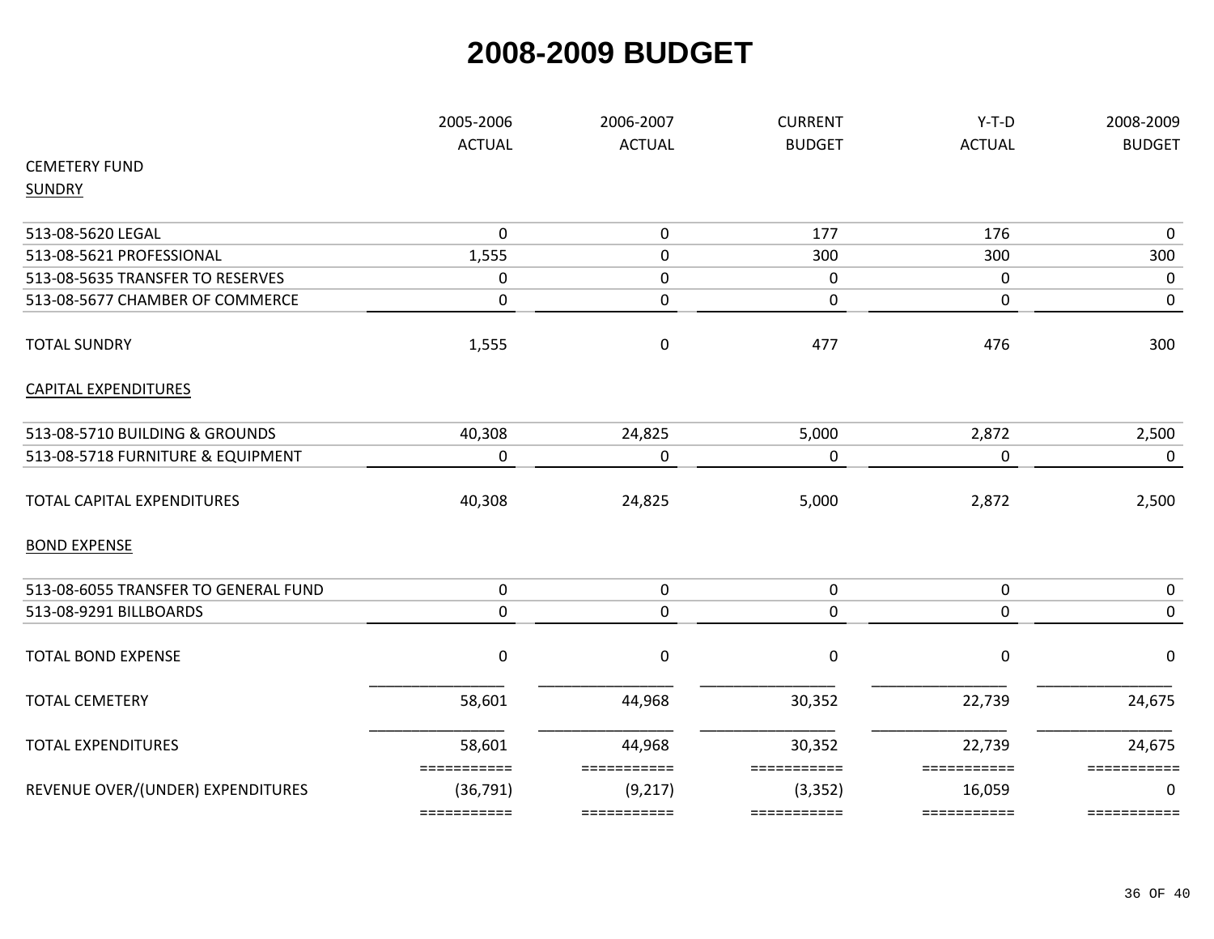# 2008-2009 BUDGET

| CEMETERY FUND | 2005-2006 ACTUAL | 2006-2007 ACTUAL | CURRENT BUDGET | Y-T-D ACTUAL | 2008-2009 BUDGET |
|---|---|---|---|---|---|
| SUNDRY | | | | | |
| 513-08-5620 LEGAL | 0 | 0 | 177 | 176 | 0 |
| 513-08-5621 PROFESSIONAL | 1,555 | 0 | 300 | 300 | 300 |
| 513-08-5635 TRANSFER TO RESERVES | 0 | 0 | 0 | 0 | 0 |
| 513-08-5677 CHAMBER OF COMMERCE | 0 | 0 | 0 | 0 | 0 |
| TOTAL SUNDRY | 1,555 | 0 | 477 | 476 | 300 |
| CAPITAL EXPENDITURES | | | | | |
| 513-08-5710 BUILDING & GROUNDS | 40,308 | 24,825 | 5,000 | 2,872 | 2,500 |
| 513-08-5718 FURNITURE & EQUIPMENT | 0 | 0 | 0 | 0 | 0 |
| TOTAL CAPITAL EXPENDITURES | 40,308 | 24,825 | 5,000 | 2,872 | 2,500 |
| BOND EXPENSE | | | | | |
| 513-08-6055 TRANSFER TO GENERAL FUND | 0 | 0 | 0 | 0 | 0 |
| 513-08-9291 BILLBOARDS | 0 | 0 | 0 | 0 | 0 |
| TOTAL BOND EXPENSE | 0 | 0 | 0 | 0 | 0 |
| TOTAL CEMETERY | 58,601 | 44,968 | 30,352 | 22,739 | 24,675 |
| TOTAL EXPENDITURES | 58,601 | 44,968 | 30,352 | 22,739 | 24,675 |
| REVENUE OVER/(UNDER) EXPENDITURES | (36,791) | (9,217) | (3,352) | 16,059 | 0 |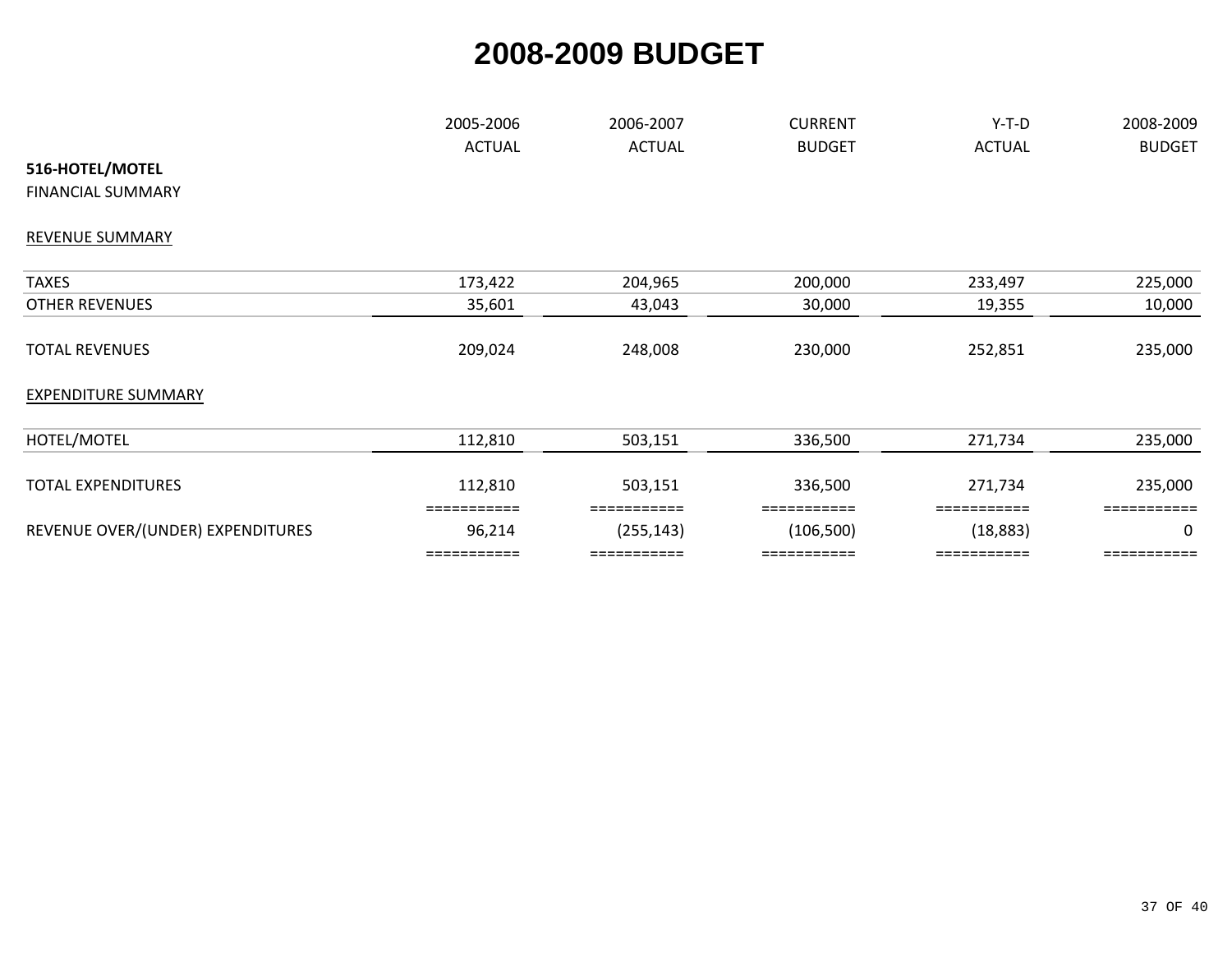# 2008-2009 BUDGET

| **516-HOTEL/MOTEL** | 2005-2006 ACTUAL | 2006-2007 ACTUAL | CURRENT BUDGET | Y-T-D ACTUAL | 2008-2009 BUDGET |
|---|---|---|---|---|---|
| FINANCIAL SUMMARY | | | | | |
| REVENUE SUMMARY | | | | | |
| TAXES | 173,422 | 204,965 | 200,000 | 233,497 | 225,000 |
| OTHER REVENUES | 35,601 | 43,043 | 30,000 | 19,355 | 10,000 |
| TOTAL REVENUES | 209,024 | 248,008 | 230,000 | 252,851 | 235,000 |
| EXPENDITURE SUMMARY | | | | | |
| HOTEL/MOTEL | 112,810 | 503,151 | 336,500 | 271,734 | 235,000 |
| TOTAL EXPENDITURES | 112,810 | 503,151 | 336,500 | 271,734 | 235,000 |
| REVENUE OVER/(UNDER) EXPENDITURES | 96,214 | (255,143) | (106,500) | (18,883) | 0 |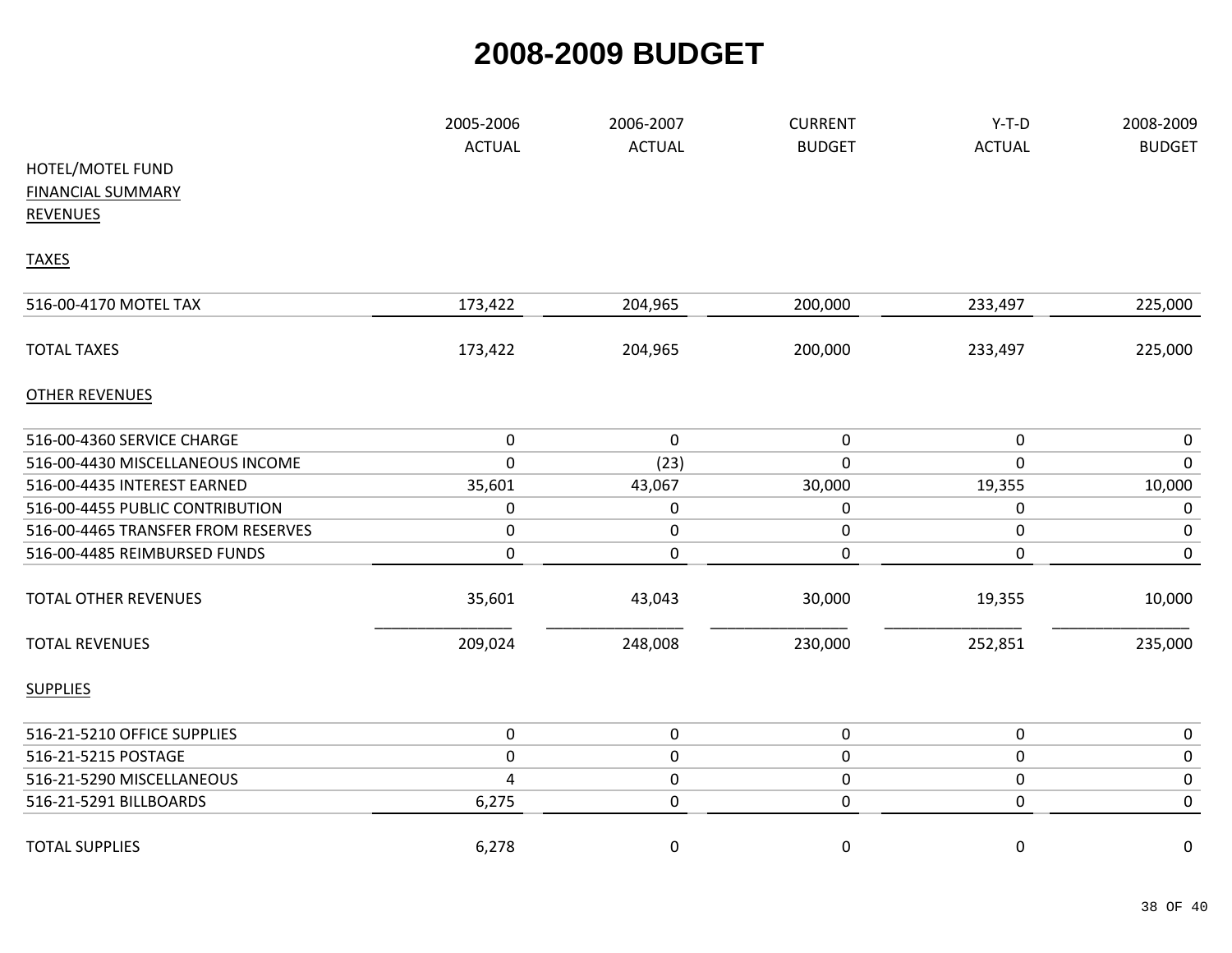# 2008-2009 BUDGET

| | 2005-2006 ACTUAL | 2006-2007 ACTUAL | CURRENT BUDGET | Y-T-D ACTUAL | 2008-2009 BUDGET |
|---|---|---|---|---|---|
| HOTEL/MOTEL FUND | | | | | |
| FINANCIAL SUMMARY | | | | | |
| REVENUES | | | | | |
| TAXES | | | | | |
| 516-00-4170 MOTEL TAX | 173,422 | 204,965 | 200,000 | 233,497 | 225,000 |
| TOTAL TAXES | 173,422 | 204,965 | 200,000 | 233,497 | 225,000 |
| OTHER REVENUES | | | | | |
| 516-00-4360 SERVICE CHARGE | 0 | 0 | 0 | 0 | 0 |
| 516-00-4430 MISCELLANEOUS INCOME | 0 | (23) | 0 | 0 | 0 |
| 516-00-4435 INTEREST EARNED | 35,601 | 43,067 | 30,000 | 19,355 | 10,000 |
| 516-00-4455 PUBLIC CONTRIBUTION | 0 | 0 | 0 | 0 | 0 |
| 516-00-4465 TRANSFER FROM RESERVES | 0 | 0 | 0 | 0 | 0 |
| 516-00-4485 REIMBURSED FUNDS | 0 | 0 | 0 | 0 | 0 |
| TOTAL OTHER REVENUES | 35,601 | 43,043 | 30,000 | 19,355 | 10,000 |
| TOTAL REVENUES | 209,024 | 248,008 | 230,000 | 252,851 | 235,000 |
| SUPPLIES | | | | | |
| 516-21-5210 OFFICE SUPPLIES | 0 | 0 | 0 | 0 | 0 |
| 516-21-5215 POSTAGE | 0 | 0 | 0 | 0 | 0 |
| 516-21-5290 MISCELLANEOUS | 4 | 0 | 0 | 0 | 0 |
| 516-21-5291 BILLBOARDS | 6,275 | 0 | 0 | 0 | 0 |
| TOTAL SUPPLIES | 6,278 | 0 | 0 | 0 | 0 |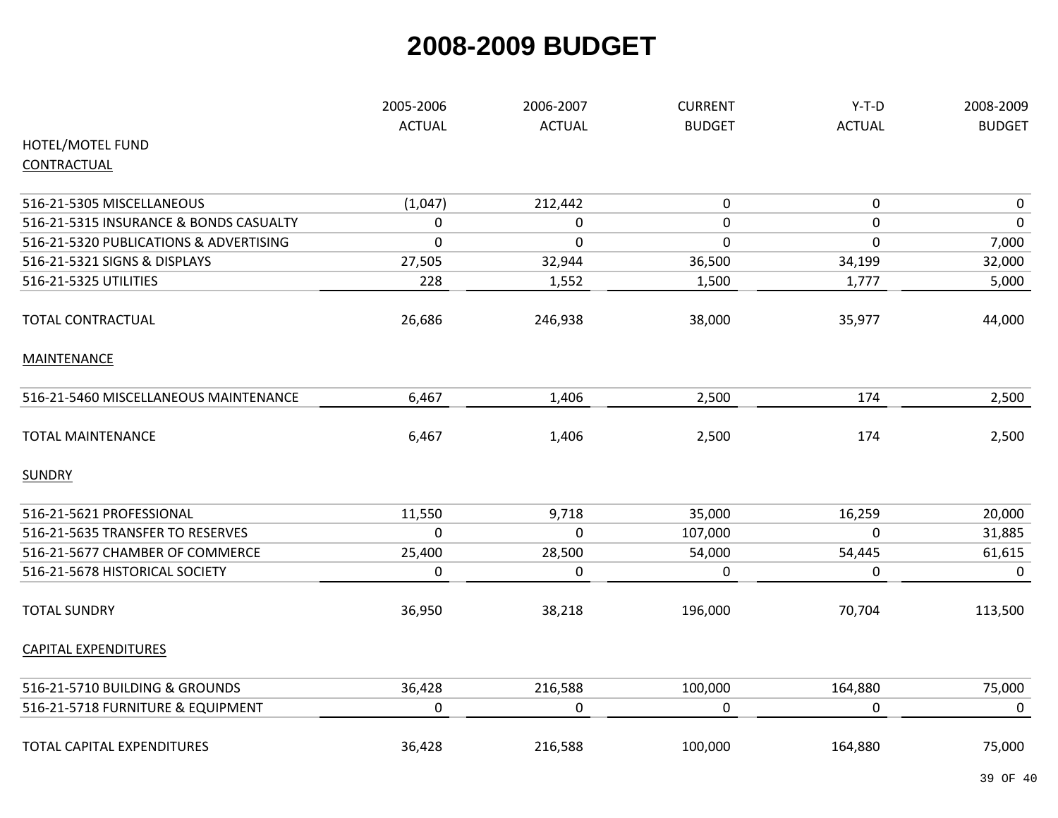# 2008-2009 BUDGET

| HOTEL/MOTEL FUND | 2005-2006 ACTUAL | 2006-2007 ACTUAL | CURRENT BUDGET | Y-T-D ACTUAL | 2008-2009 BUDGET |
|---|---|---|---|---|---|
| CONTRACTUAL | | | | | |
| 516-21-5305 MISCELLANEOUS | (1,047) | 212,442 | 0 | 0 | 0 |
| 516-21-5315 INSURANCE & BONDS CASUALTY | 0 | 0 | 0 | 0 | 0 |
| 516-21-5320 PUBLICATIONS & ADVERTISING | 0 | 0 | 0 | 0 | 7,000 |
| 516-21-5321 SIGNS & DISPLAYS | 27,505 | 32,944 | 36,500 | 34,199 | 32,000 |
| 516-21-5325 UTILITIES | 228 | 1,552 | 1,500 | 1,777 | 5,000 |
| TOTAL CONTRACTUAL | 26,686 | 246,938 | 38,000 | 35,977 | 44,000 |
| MAINTENANCE | | | | | |
| 516-21-5460 MISCELLANEOUS MAINTENANCE | 6,467 | 1,406 | 2,500 | 174 | 2,500 |
| TOTAL MAINTENANCE | 6,467 | 1,406 | 2,500 | 174 | 2,500 |
| SUNDRY | | | | | |
| 516-21-5621 PROFESSIONAL | 11,550 | 9,718 | 35,000 | 16,259 | 20,000 |
| 516-21-5635 TRANSFER TO RESERVES | 0 | 0 | 107,000 | 0 | 31,885 |
| 516-21-5677 CHAMBER OF COMMERCE | 25,400 | 28,500 | 54,000 | 54,445 | 61,615 |
| 516-21-5678 HISTORICAL SOCIETY | 0 | 0 | 0 | 0 | 0 |
| TOTAL SUNDRY | 36,950 | 38,218 | 196,000 | 70,704 | 113,500 |
| CAPITAL EXPENDITURES | | | | | |
| 516-21-5710 BUILDING & GROUNDS | 36,428 | 216,588 | 100,000 | 164,880 | 75,000 |
| 516-21-5718 FURNITURE & EQUIPMENT | 0 | 0 | 0 | 0 | 0 |
| TOTAL CAPITAL EXPENDITURES | 36,428 | 216,588 | 100,000 | 164,880 | 75,000 |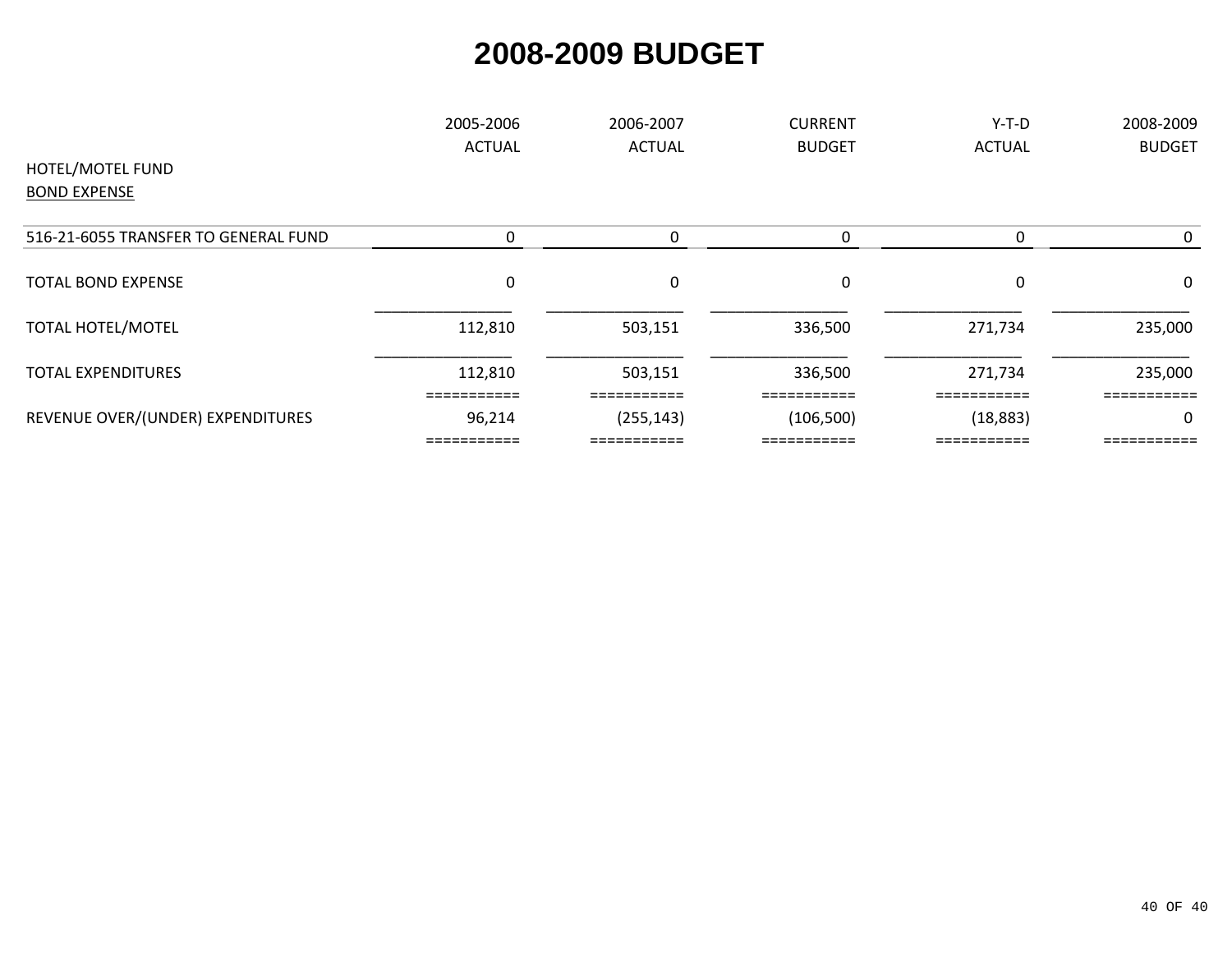# 2008-2009 BUDGET

| | 2005-2006 ACTUAL | 2006-2007 ACTUAL | CURRENT BUDGET | Y-T-D ACTUAL | 2008-2009 BUDGET |
|---|---|---|---|---|---|
| HOTEL/MOTEL FUND | | | | | |
| BOND EXPENSE | | | | | |
| 516-21-6055 TRANSFER TO GENERAL FUND | 0 | 0 | 0 | 0 | 0 |
| TOTAL BOND EXPENSE | 0 | 0 | 0 | 0 | 0 |
| TOTAL HOTEL/MOTEL | 112,810 | 503,151 | 336,500 | 271,734 | 235,000 |
| TOTAL EXPENDITURES | 112,810 | 503,151 | 336,500 | 271,734 | 235,000 |
| REVENUE OVER/(UNDER) EXPENDITURES | 96,214 | (255,143) | (106,500) | (18,883) | 0 |